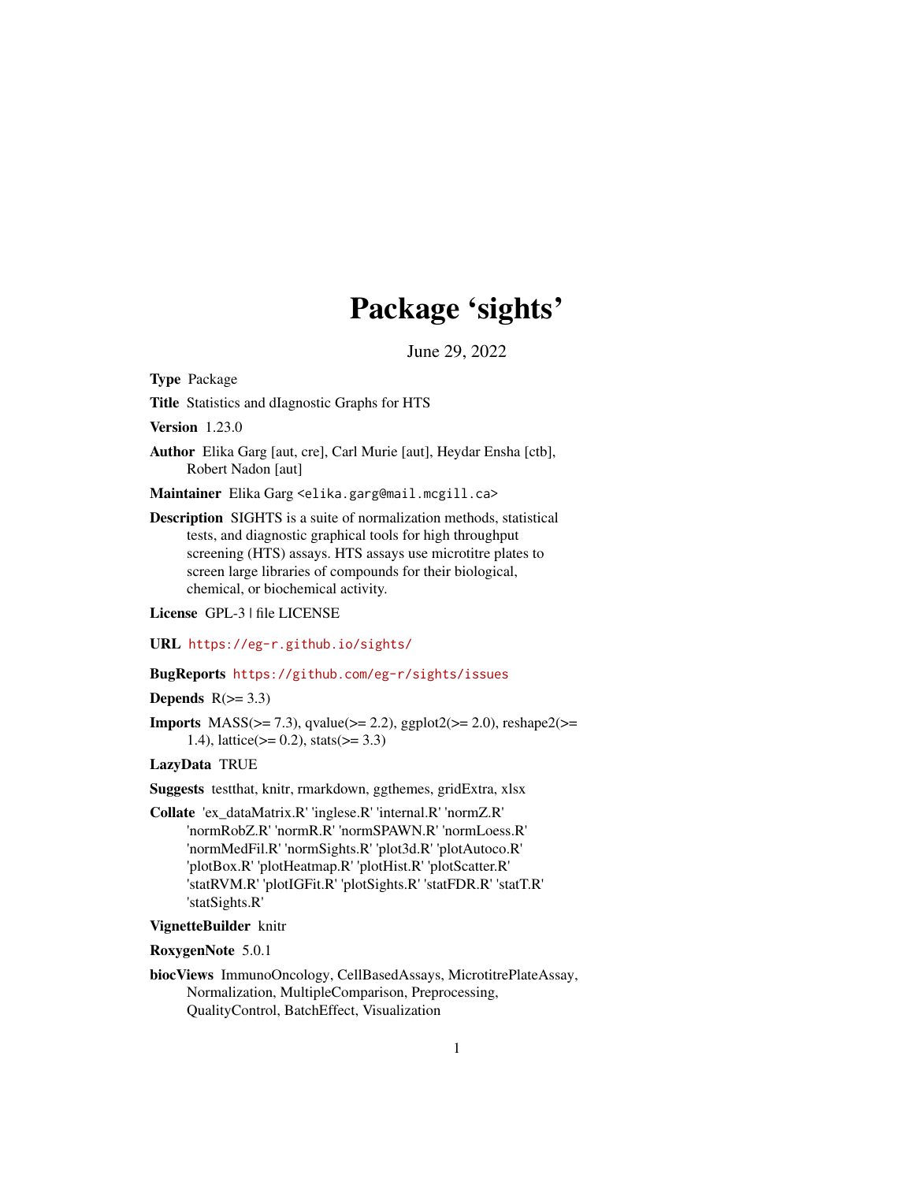# Package 'sights'

June 29, 2022

**Type** Package

**Title** Statistics and dIagnostic Graphs for HTS

**Version** 1.23.0

**Author** Elika Garg [aut, cre], Carl Murie [aut], Heydar Ensha [ctb], Robert Nadon [aut]

**Maintainer** Elika Garg <elika.garg@mail.mcgill.ca>

**Description** SIGHTS is a suite of normalization methods, statistical tests, and diagnostic graphical tools for high throughput screening (HTS) assays. HTS assays use microtitre plates to screen large libraries of compounds for their biological, chemical, or biochemical activity.

**License** GPL-3 | file LICENSE

**URL** https://eg-r.github.io/sights/

**BugReports** https://github.com/eg-r/sights/issues

**Depends** R(>= 3.3)

**Imports** MASS(>= 7.3), qvalue(>= 2.2), ggplot2(>= 2.0), reshape2(>= 1.4), lattice(>= 0.2), stats(>= 3.3)

**LazyData** TRUE

**Suggests** testthat, knitr, rmarkdown, ggthemes, gridExtra, xlsx

**Collate** 'ex_dataMatrix.R' 'inglese.R' 'internal.R' 'normZ.R' 'normRobZ.R' 'normR.R' 'normSPAWN.R' 'normLoess.R' 'normMedFil.R' 'normSights.R' 'plot3d.R' 'plotAutoco.R' 'plotBox.R' 'plotHeatmap.R' 'plotHist.R' 'plotScatter.R' 'statRVM.R' 'plotIGFit.R' 'plotSights.R' 'statFDR.R' 'statT.R' 'statSights.R'

**VignetteBuilder** knitr

**RoxygenNote** 5.0.1

**biocViews** ImmunoOncology, CellBasedAssays, MicrotitrePlateAssay, Normalization, MultipleComparison, Preprocessing, QualityControl, BatchEffect, Visualization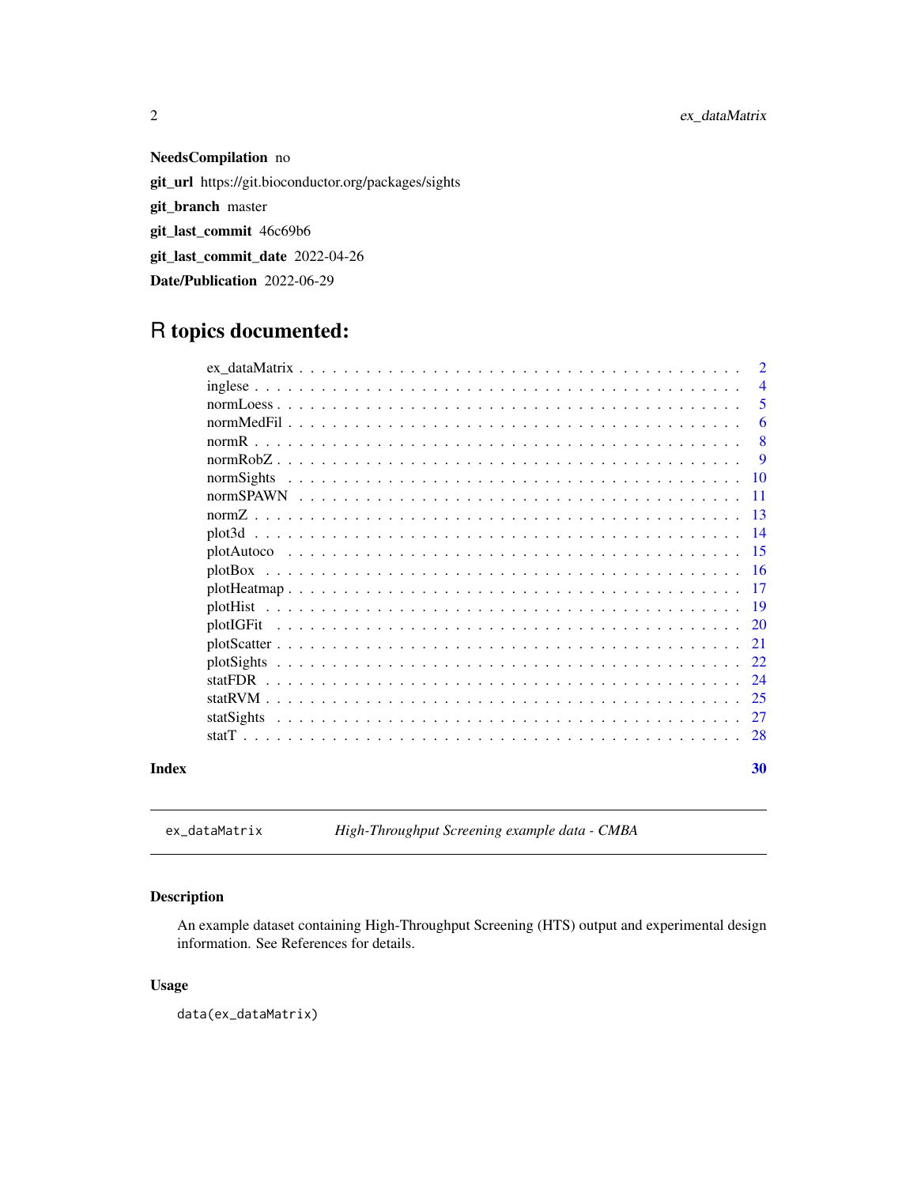**NeedsCompilation** no

**git_url** https://git.bioconductor.org/packages/sights

**git_branch** master

**git_last_commit** 46c69b6

**git_last_commit_date** 2022-04-26

**Date/Publication** 2022-06-29

# R topics documented:

| | |
|---|---|
| ex_dataMatrix | 2 |
| inglese | 4 |
| normLoess | 5 |
| normMedFil | 6 |
| normR | 8 |
| normRobZ | 9 |
| normSights | 10 |
| normSPAWN | 11 |
| normZ | 13 |
| plot3d | 14 |
| plotAutoco | 15 |
| plotBox | 16 |
| plotHeatmap | 17 |
| plotHist | 19 |
| plotIGFit | 20 |
| plotScatter | 21 |
| plotSights | 22 |
| statFDR | 24 |
| statRVM | 25 |
| statSights | 27 |
| statT | 28 |
| **Index** | **30** |

---

`ex_dataMatrix` *High-Throughput Screening example data - CMBA*

---

## Description

An example dataset containing High-Throughput Screening (HTS) output and experimental design information. See References for details.

## Usage

```
data(ex_dataMatrix)
```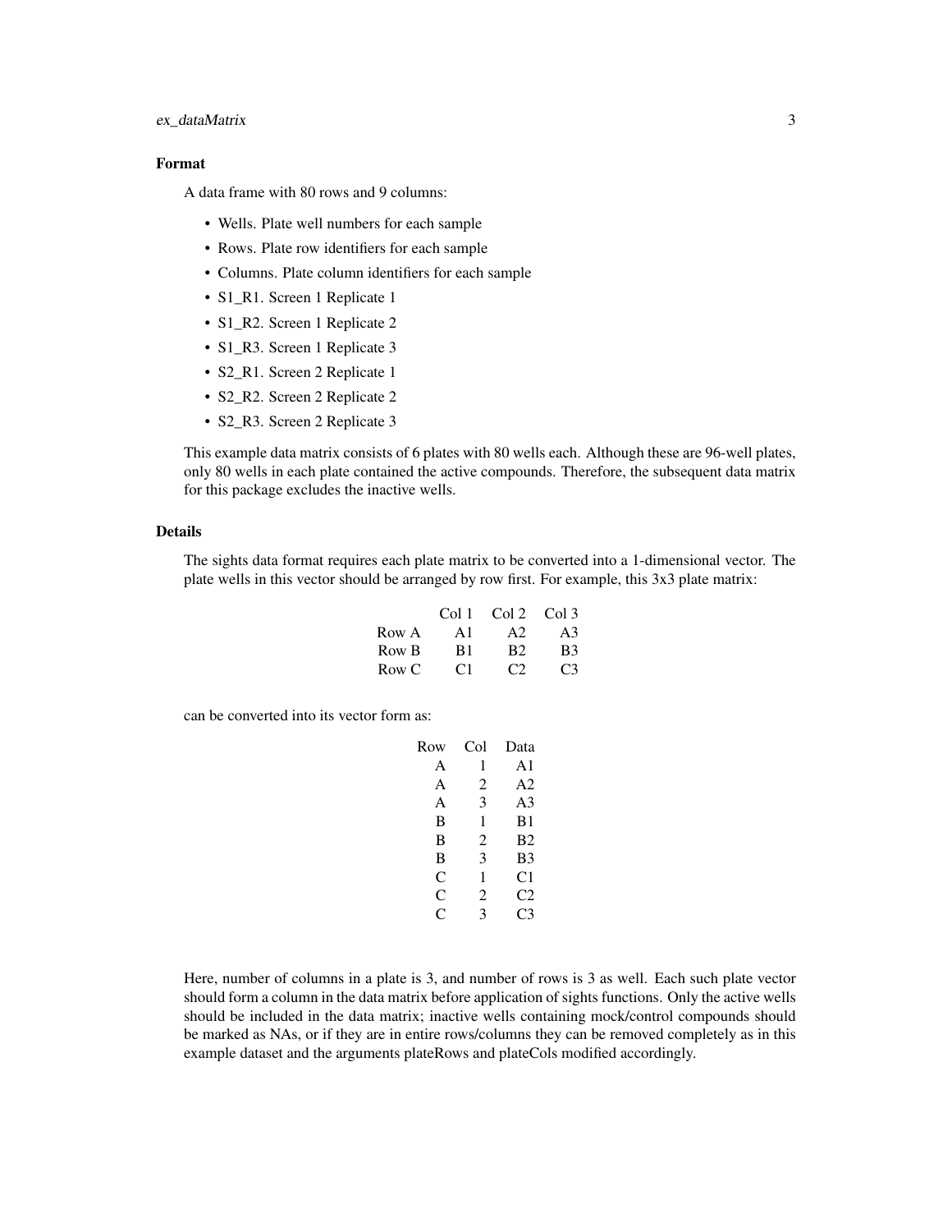### Format

A data frame with 80 rows and 9 columns:

- Wells. Plate well numbers for each sample
- Rows. Plate row identifiers for each sample
- Columns. Plate column identifiers for each sample
- S1_R1. Screen 1 Replicate 1
- S1_R2. Screen 1 Replicate 2
- S1_R3. Screen 1 Replicate 3
- S2_R1. Screen 2 Replicate 1
- S2_R2. Screen 2 Replicate 2
- S2_R3. Screen 2 Replicate 3

This example data matrix consists of 6 plates with 80 wells each. Although these are 96-well plates, only 80 wells in each plate contained the active compounds. Therefore, the subsequent data matrix for this package excludes the inactive wells.

### Details

The sights data format requires each plate matrix to be converted into a 1-dimensional vector. The plate wells in this vector should be arranged by row first. For example, this 3x3 plate matrix:

| | Col 1 | Col 2 | Col 3 |
|---|---|---|---|
| Row A | A1 | A2 | A3 |
| Row B | B1 | B2 | B3 |
| Row C | C1 | C2 | C3 |

can be converted into its vector form as:

| Row | Col | Data |
|---|---|---|
| A | 1 | A1 |
| A | 2 | A2 |
| A | 3 | A3 |
| B | 1 | B1 |
| B | 2 | B2 |
| B | 3 | B3 |
| C | 1 | C1 |
| C | 2 | C2 |
| C | 3 | C3 |

Here, number of columns in a plate is 3, and number of rows is 3 as well. Each such plate vector should form a column in the data matrix before application of sights functions. Only the active wells should be included in the data matrix; inactive wells containing mock/control compounds should be marked as NAs, or if they are in entire rows/columns they can be removed completely as in this example dataset and the arguments plateRows and plateCols modified accordingly.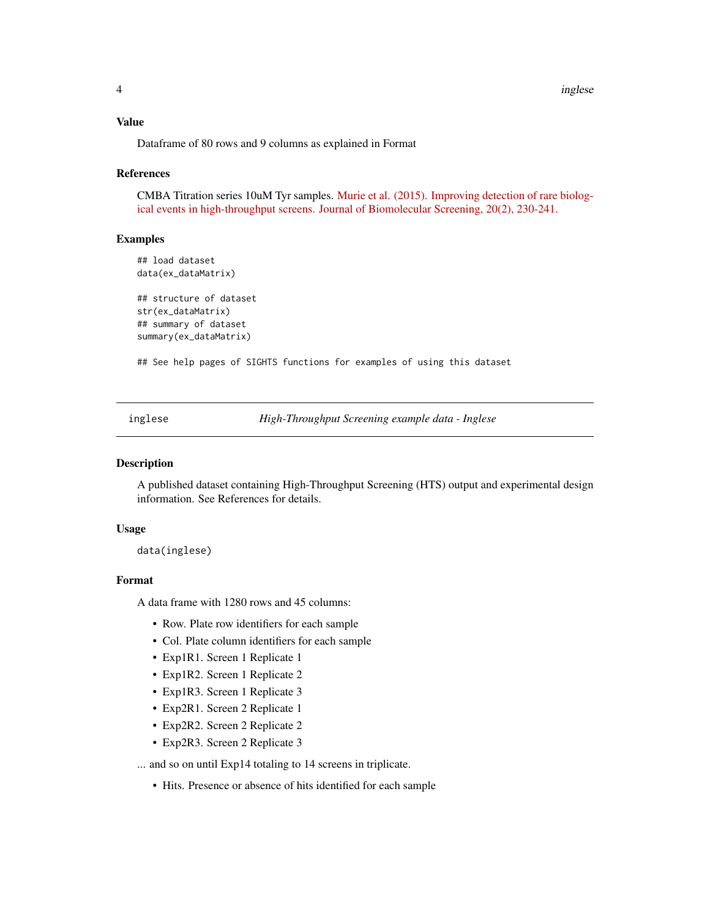### Value

Dataframe of 80 rows and 9 columns as explained in Format

### References

CMBA Titration series 10uM Tyr samples. Murie et al. (2015). Improving detection of rare biological events in high-throughput screens. Journal of Biomolecular Screening, 20(2), 230-241.

### Examples

```
## load dataset
data(ex_dataMatrix)

## structure of dataset
str(ex_dataMatrix)
## summary of dataset
summary(ex_dataMatrix)

## See help pages of SIGHTS functions for examples of using this dataset
```

---

## inglese — *High-Throughput Screening example data - Inglese*

---

### Description

A published dataset containing High-Throughput Screening (HTS) output and experimental design information. See References for details.

### Usage

```
data(inglese)
```

### Format

A data frame with 1280 rows and 45 columns:

- Row. Plate row identifiers for each sample
- Col. Plate column identifiers for each sample
- Exp1R1. Screen 1 Replicate 1
- Exp1R2. Screen 1 Replicate 2
- Exp1R3. Screen 1 Replicate 3
- Exp2R1. Screen 2 Replicate 1
- Exp2R2. Screen 2 Replicate 2
- Exp2R3. Screen 2 Replicate 3

... and so on until Exp14 totaling to 14 screens in triplicate.

- Hits. Presence or absence of hits identified for each sample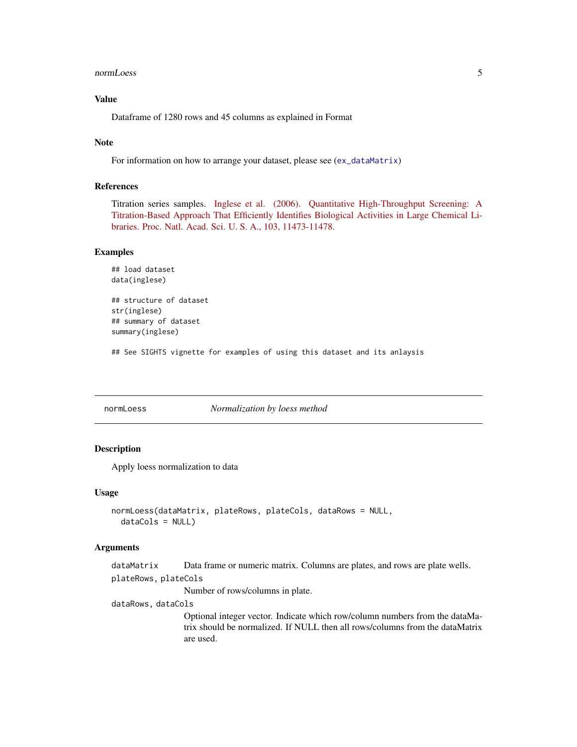### Value

Dataframe of 1280 rows and 45 columns as explained in Format

### Note

For information on how to arrange your dataset, please see (ex_dataMatrix)

### References

Titration series samples. Inglese et al. (2006). Quantitative High-Throughput Screening: A Titration-Based Approach That Efficiently Identifies Biological Activities in Large Chemical Libraries. Proc. Natl. Acad. Sci. U. S. A., 103, 11473-11478.

### Examples

```
## load dataset
data(inglese)

## structure of dataset
str(inglese)
## summary of dataset
summary(inglese)

## See SIGHTS vignette for examples of using this dataset and its anlaysis
```

---

## normLoess *Normalization by loess method*

---

### Description

Apply loess normalization to data

### Usage

```
normLoess(dataMatrix, plateRows, plateCols, dataRows = NULL,
  dataCols = NULL)
```

### Arguments

| | |
|---|---|
| dataMatrix | Data frame or numeric matrix. Columns are plates, and rows are plate wells. |
| plateRows, plateCols | Number of rows/columns in plate. |
| dataRows, dataCols | Optional integer vector. Indicate which row/column numbers from the dataMatrix should be normalized. If NULL then all rows/columns from the dataMatrix are used. |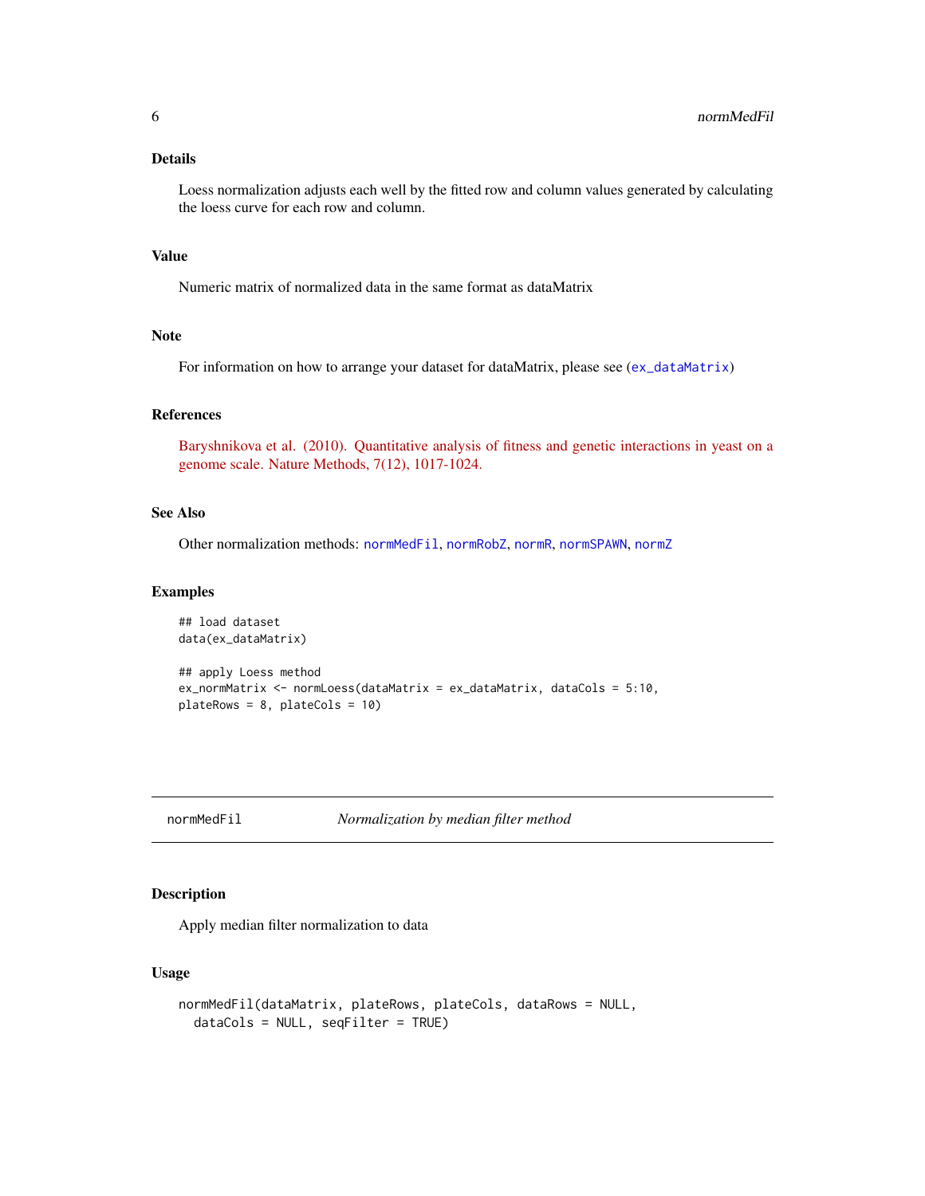### Details

Loess normalization adjusts each well by the fitted row and column values generated by calculating the loess curve for each row and column.

### Value

Numeric matrix of normalized data in the same format as dataMatrix

### Note

For information on how to arrange your dataset for dataMatrix, please see (`ex_dataMatrix`)

### References

Baryshnikova et al. (2010). Quantitative analysis of fitness and genetic interactions in yeast on a genome scale. Nature Methods, 7(12), 1017-1024.

### See Also

Other normalization methods: `normMedFil`, `normRobZ`, `normR`, `normSPAWN`, `normZ`

### Examples

```
## load dataset
data(ex_dataMatrix)

## apply Loess method
ex_normMatrix <- normLoess(dataMatrix = ex_dataMatrix, dataCols = 5:10,
plateRows = 8, plateCols = 10)
```

---

## normMedFil — *Normalization by median filter method*

### Description

Apply median filter normalization to data

### Usage

```
normMedFil(dataMatrix, plateRows, plateCols, dataRows = NULL,
  dataCols = NULL, seqFilter = TRUE)
```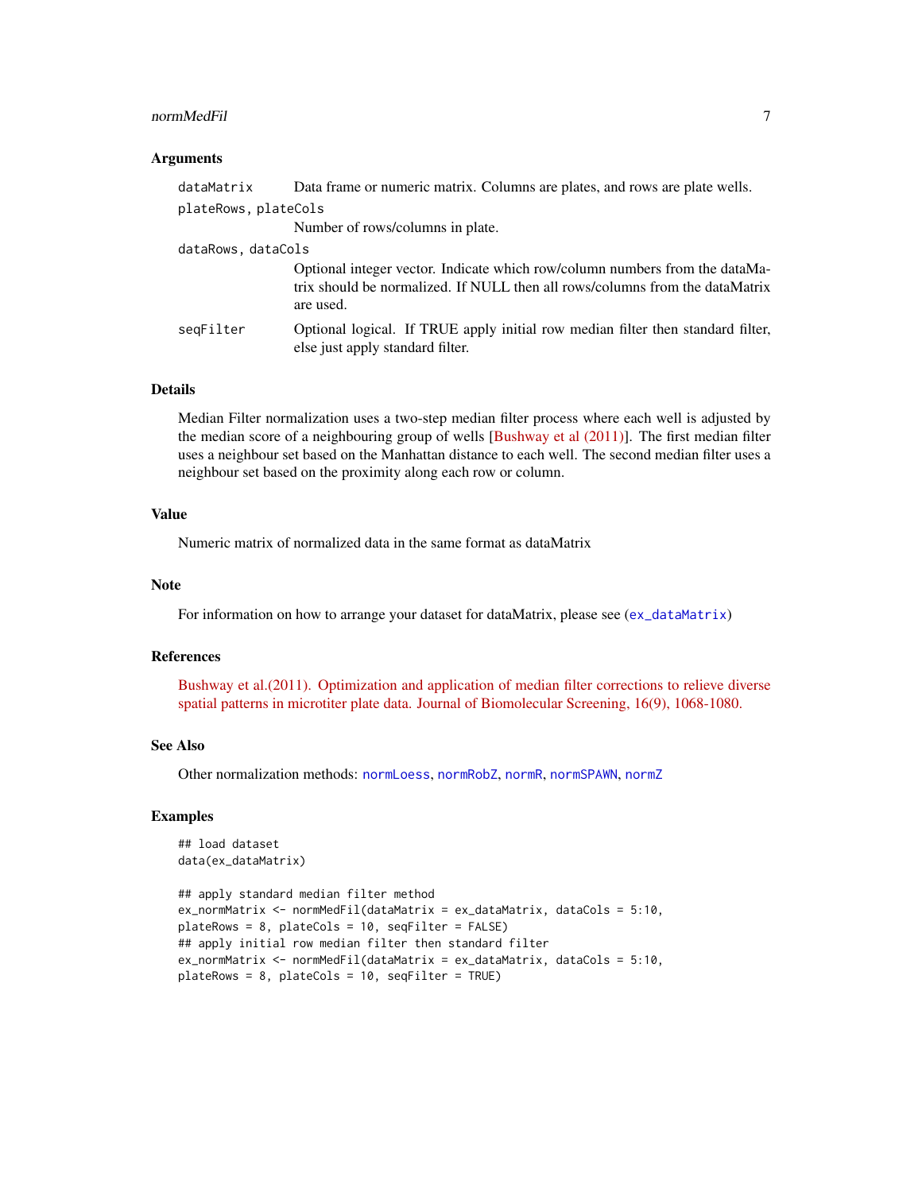### Arguments

| | |
|---|---|
| `dataMatrix` | Data frame or numeric matrix. Columns are plates, and rows are plate wells. |
| `plateRows, plateCols` | Number of rows/columns in plate. |
| `dataRows, dataCols` | Optional integer vector. Indicate which row/column numbers from the dataMatrix should be normalized. If NULL then all rows/columns from the dataMatrix are used. |
| `seqFilter` | Optional logical. If TRUE apply initial row median filter then standard filter, else just apply standard filter. |

### Details

Median Filter normalization uses a two-step median filter process where each well is adjusted by the median score of a neighbouring group of wells [Bushway et al (2011)]. The first median filter uses a neighbour set based on the Manhattan distance to each well. The second median filter uses a neighbour set based on the proximity along each row or column.

### Value

Numeric matrix of normalized data in the same format as dataMatrix

### Note

For information on how to arrange your dataset for dataMatrix, please see (`ex_dataMatrix`)

### References

Bushway et al.(2011). Optimization and application of median filter corrections to relieve diverse spatial patterns in microtiter plate data. Journal of Biomolecular Screening, 16(9), 1068-1080.

### See Also

Other normalization methods: `normLoess`, `normRobZ`, `normR`, `normSPAWN`, `normZ`

### Examples

```
## load dataset
data(ex_dataMatrix)

## apply standard median filter method
ex_normMatrix <- normMedFil(dataMatrix = ex_dataMatrix, dataCols = 5:10,
plateRows = 8, plateCols = 10, seqFilter = FALSE)
## apply initial row median filter then standard filter
ex_normMatrix <- normMedFil(dataMatrix = ex_dataMatrix, dataCols = 5:10,
plateRows = 8, plateCols = 10, seqFilter = TRUE)
```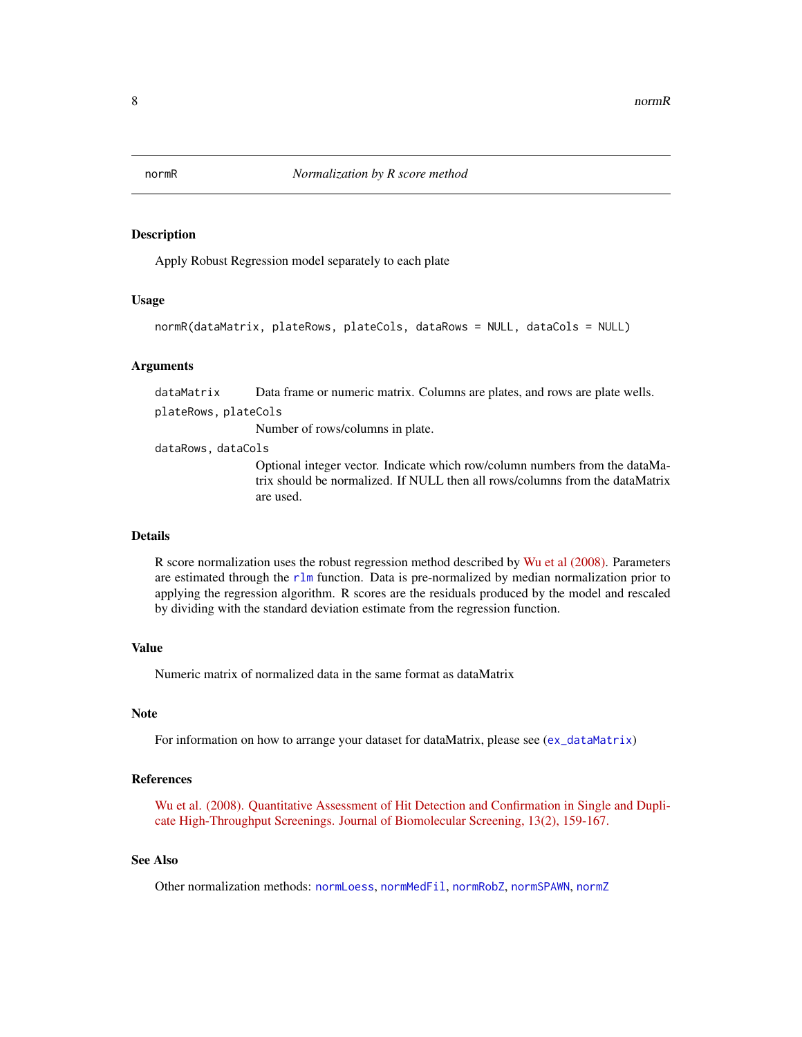# normR — *Normalization by R score method*

## Description

Apply Robust Regression model separately to each plate

## Usage

```
normR(dataMatrix, plateRows, plateCols, dataRows = NULL, dataCols = NULL)
```

## Arguments

- `dataMatrix` Data frame or numeric matrix. Columns are plates, and rows are plate wells.
- `plateRows, plateCols` Number of rows/columns in plate.
- `dataRows, dataCols` Optional integer vector. Indicate which row/column numbers from the dataMatrix should be normalized. If NULL then all rows/columns from the dataMatrix are used.

## Details

R score normalization uses the robust regression method described by Wu et al (2008). Parameters are estimated through the `rlm` function. Data is pre-normalized by median normalization prior to applying the regression algorithm. R scores are the residuals produced by the model and rescaled by dividing with the standard deviation estimate from the regression function.

## Value

Numeric matrix of normalized data in the same format as dataMatrix

## Note

For information on how to arrange your dataset for dataMatrix, please see (`ex_dataMatrix`)

## References

Wu et al. (2008). Quantitative Assessment of Hit Detection and Confirmation in Single and Duplicate High-Throughput Screenings. Journal of Biomolecular Screening, 13(2), 159-167.

## See Also

Other normalization methods: `normLoess`, `normMedFil`, `normRobZ`, `normSPAWN`, `normZ`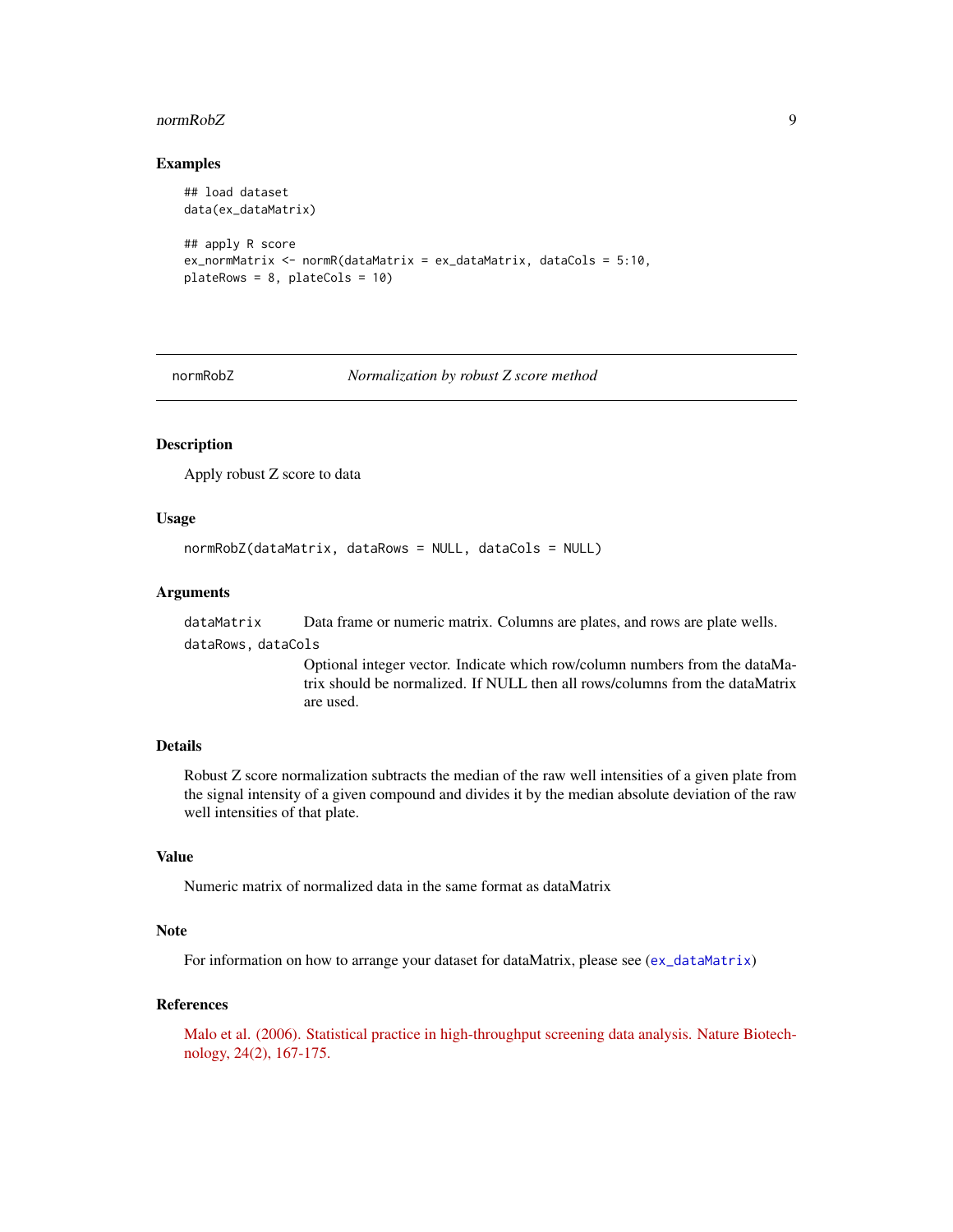### Examples

```
## load dataset
data(ex_dataMatrix)

## apply R score
ex_normMatrix <- normR(dataMatrix = ex_dataMatrix, dataCols = 5:10,
plateRows = 8, plateCols = 10)
```

---

## normRobZ — *Normalization by robust Z score method*

### Description

Apply robust Z score to data

### Usage

```
normRobZ(dataMatrix, dataRows = NULL, dataCols = NULL)
```

### Arguments

`dataMatrix` Data frame or numeric matrix. Columns are plates, and rows are plate wells.

`dataRows, dataCols` Optional integer vector. Indicate which row/column numbers from the dataMatrix should be normalized. If NULL then all rows/columns from the dataMatrix are used.

### Details

Robust Z score normalization subtracts the median of the raw well intensities of a given plate from the signal intensity of a given compound and divides it by the median absolute deviation of the raw well intensities of that plate.

### Value

Numeric matrix of normalized data in the same format as dataMatrix

### Note

For information on how to arrange your dataset for dataMatrix, please see (`ex_dataMatrix`)

### References

Malo et al. (2006). Statistical practice in high-throughput screening data analysis. Nature Biotechnology, 24(2), 167-175.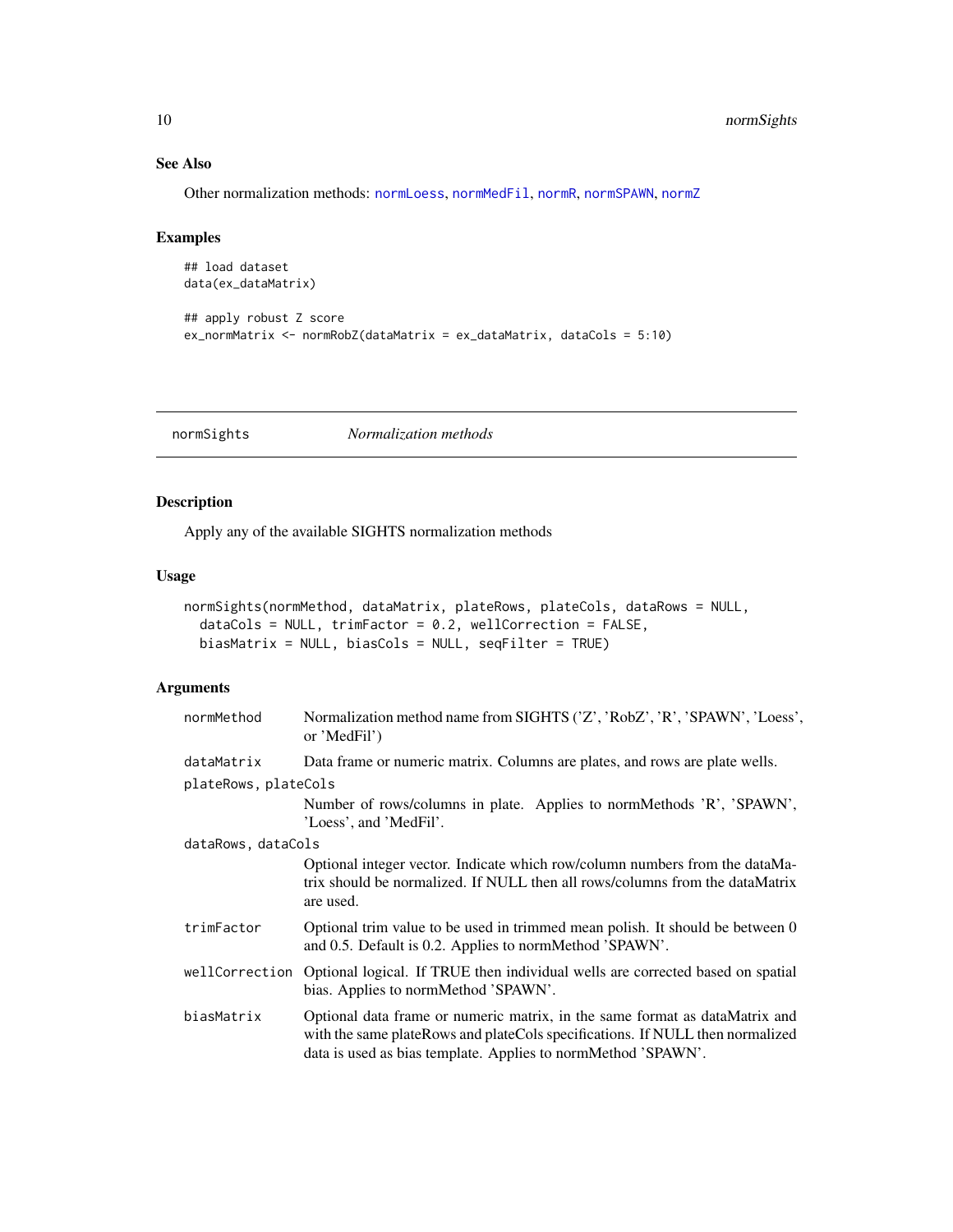### See Also

Other normalization methods: normLoess, normMedFil, normR, normSPAWN, normZ

### Examples

```
## load dataset
data(ex_dataMatrix)

## apply robust Z score
ex_normMatrix <- normRobZ(dataMatrix = ex_dataMatrix, dataCols = 5:10)
```

---

## normSights — *Normalization methods*

---

### Description

Apply any of the available SIGHTS normalization methods

### Usage

```
normSights(normMethod, dataMatrix, plateRows, plateCols, dataRows = NULL,
  dataCols = NULL, trimFactor = 0.2, wellCorrection = FALSE,
  biasMatrix = NULL, biasCols = NULL, seqFilter = TRUE)
```

### Arguments

| | |
|---|---|
| normMethod | Normalization method name from SIGHTS ('Z', 'RobZ', 'R', 'SPAWN', 'Loess', or 'MedFil') |
| dataMatrix | Data frame or numeric matrix. Columns are plates, and rows are plate wells. |
| plateRows, plateCols | Number of rows/columns in plate. Applies to normMethods 'R', 'SPAWN', 'Loess', and 'MedFil'. |
| dataRows, dataCols | Optional integer vector. Indicate which row/column numbers from the dataMatrix should be normalized. If NULL then all rows/columns from the dataMatrix are used. |
| trimFactor | Optional trim value to be used in trimmed mean polish. It should be between 0 and 0.5. Default is 0.2. Applies to normMethod 'SPAWN'. |
| wellCorrection | Optional logical. If TRUE then individual wells are corrected based on spatial bias. Applies to normMethod 'SPAWN'. |
| biasMatrix | Optional data frame or numeric matrix, in the same format as dataMatrix and with the same plateRows and plateCols specifications. If NULL then normalized data is used as bias template. Applies to normMethod 'SPAWN'. |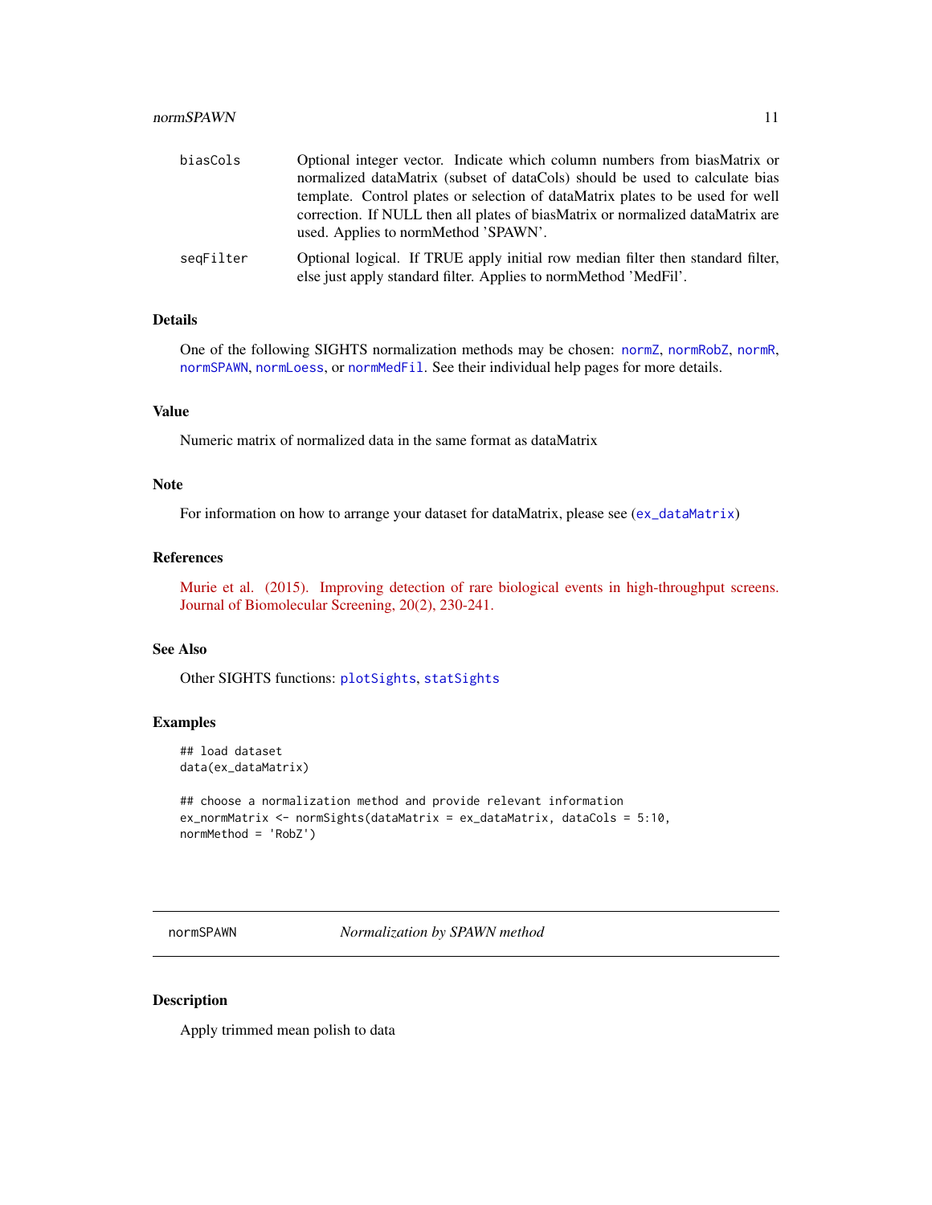| | |
|---|---|
| biasCols | Optional integer vector. Indicate which column numbers from biasMatrix or normalized dataMatrix (subset of dataCols) should be used to calculate bias template. Control plates or selection of dataMatrix plates to be used for well correction. If NULL then all plates of biasMatrix or normalized dataMatrix are used. Applies to normMethod 'SPAWN'. |
| seqFilter | Optional logical. If TRUE apply initial row median filter then standard filter, else just apply standard filter. Applies to normMethod 'MedFil'. |

### Details

One of the following SIGHTS normalization methods may be chosen: `normZ`, `normRobZ`, `normR`, `normSPAWN`, `normLoess`, or `normMedFil`. See their individual help pages for more details.

### Value

Numeric matrix of normalized data in the same format as dataMatrix

### Note

For information on how to arrange your dataset for dataMatrix, please see (`ex_dataMatrix`)

### References

Murie et al. (2015). Improving detection of rare biological events in high-throughput screens. Journal of Biomolecular Screening, 20(2), 230-241.

### See Also

Other SIGHTS functions: `plotSights`, `statSights`

### Examples

```
## load dataset
data(ex_dataMatrix)

## choose a normalization method and provide relevant information
ex_normMatrix <- normSights(dataMatrix = ex_dataMatrix, dataCols = 5:10,
normMethod = 'RobZ')
```

---

## normSPAWN — *Normalization by SPAWN method*

---

### Description

Apply trimmed mean polish to data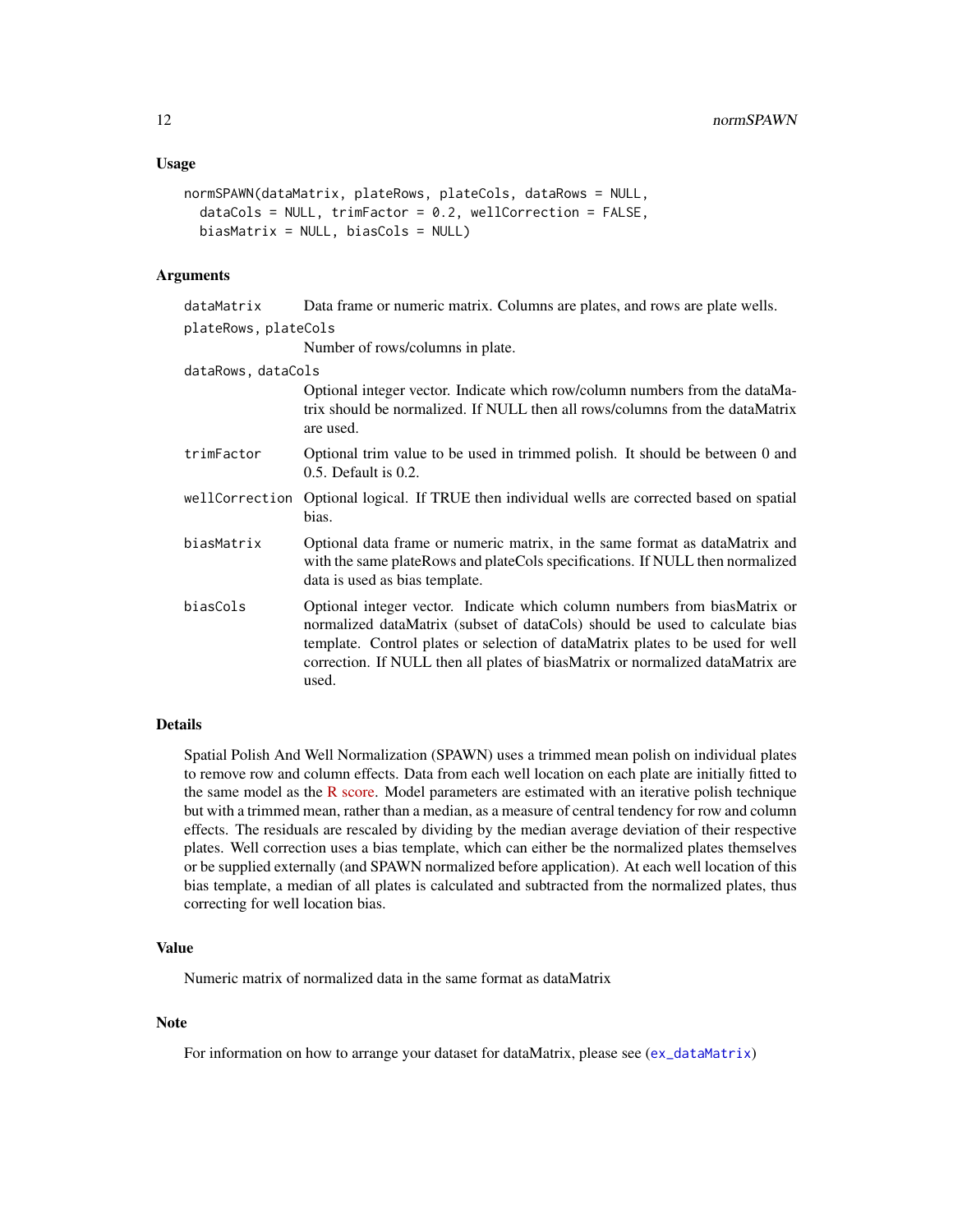### Usage

```
normSPAWN(dataMatrix, plateRows, plateCols, dataRows = NULL,
  dataCols = NULL, trimFactor = 0.2, wellCorrection = FALSE,
  biasMatrix = NULL, biasCols = NULL)
```

### Arguments

- `dataMatrix` — Data frame or numeric matrix. Columns are plates, and rows are plate wells.
- `plateRows, plateCols` — Number of rows/columns in plate.
- `dataRows, dataCols` — Optional integer vector. Indicate which row/column numbers from the dataMatrix should be normalized. If NULL then all rows/columns from the dataMatrix are used.
- `trimFactor` — Optional trim value to be used in trimmed polish. It should be between 0 and 0.5. Default is 0.2.
- `wellCorrection` — Optional logical. If TRUE then individual wells are corrected based on spatial bias.
- `biasMatrix` — Optional data frame or numeric matrix, in the same format as dataMatrix and with the same plateRows and plateCols specifications. If NULL then normalized data is used as bias template.
- `biasCols` — Optional integer vector. Indicate which column numbers from biasMatrix or normalized dataMatrix (subset of dataCols) should be used to calculate bias template. Control plates or selection of dataMatrix plates to be used for well correction. If NULL then all plates of biasMatrix or normalized dataMatrix are used.

### Details

Spatial Polish And Well Normalization (SPAWN) uses a trimmed mean polish on individual plates to remove row and column effects. Data from each well location on each plate are initially fitted to the same model as the R score. Model parameters are estimated with an iterative polish technique but with a trimmed mean, rather than a median, as a measure of central tendency for row and column effects. The residuals are rescaled by dividing by the median average deviation of their respective plates. Well correction uses a bias template, which can either be the normalized plates themselves or be supplied externally (and SPAWN normalized before application). At each well location of this bias template, a median of all plates is calculated and subtracted from the normalized plates, thus correcting for well location bias.

### Value

Numeric matrix of normalized data in the same format as dataMatrix

### Note

For information on how to arrange your dataset for dataMatrix, please see (`ex_dataMatrix`)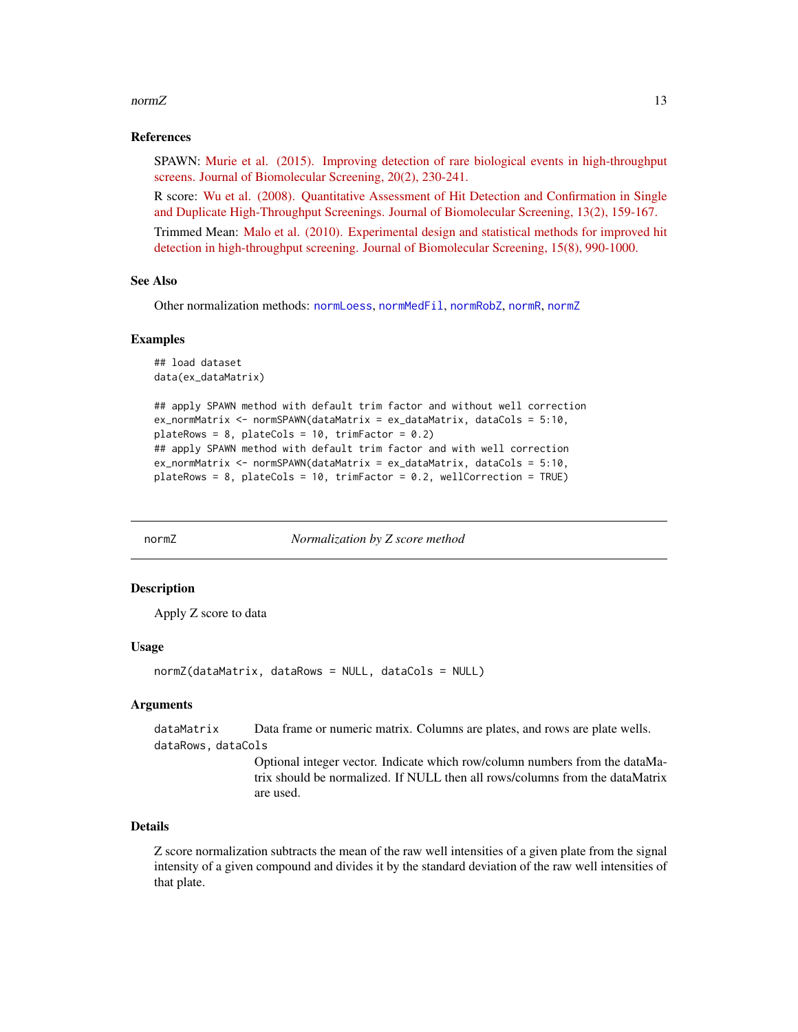### References

SPAWN: Murie et al. (2015). Improving detection of rare biological events in high-throughput screens. Journal of Biomolecular Screening, 20(2), 230-241.

R score: Wu et al. (2008). Quantitative Assessment of Hit Detection and Confirmation in Single and Duplicate High-Throughput Screenings. Journal of Biomolecular Screening, 13(2), 159-167.

Trimmed Mean: Malo et al. (2010). Experimental design and statistical methods for improved hit detection in high-throughput screening. Journal of Biomolecular Screening, 15(8), 990-1000.

### See Also

Other normalization methods: `normLoess`, `normMedFil`, `normRobZ`, `normR`, `normZ`

### Examples

```
## load dataset
data(ex_dataMatrix)

## apply SPAWN method with default trim factor and without well correction
ex_normMatrix <- normSPAWN(dataMatrix = ex_dataMatrix, dataCols = 5:10,
plateRows = 8, plateCols = 10, trimFactor = 0.2)
## apply SPAWN method with default trim factor and with well correction
ex_normMatrix <- normSPAWN(dataMatrix = ex_dataMatrix, dataCols = 5:10,
plateRows = 8, plateCols = 10, trimFactor = 0.2, wellCorrection = TRUE)
```

---

## normZ — *Normalization by Z score method*

### Description

Apply Z score to data

### Usage

```
normZ(dataMatrix, dataRows = NULL, dataCols = NULL)
```

### Arguments

| Argument | Description |
|---|---|
| `dataMatrix` | Data frame or numeric matrix. Columns are plates, and rows are plate wells. |
| `dataRows, dataCols` | Optional integer vector. Indicate which row/column numbers from the dataMatrix should be normalized. If NULL then all rows/columns from the dataMatrix are used. |

### Details

Z score normalization subtracts the mean of the raw well intensities of a given plate from the signal intensity of a given compound and divides it by the standard deviation of the raw well intensities of that plate.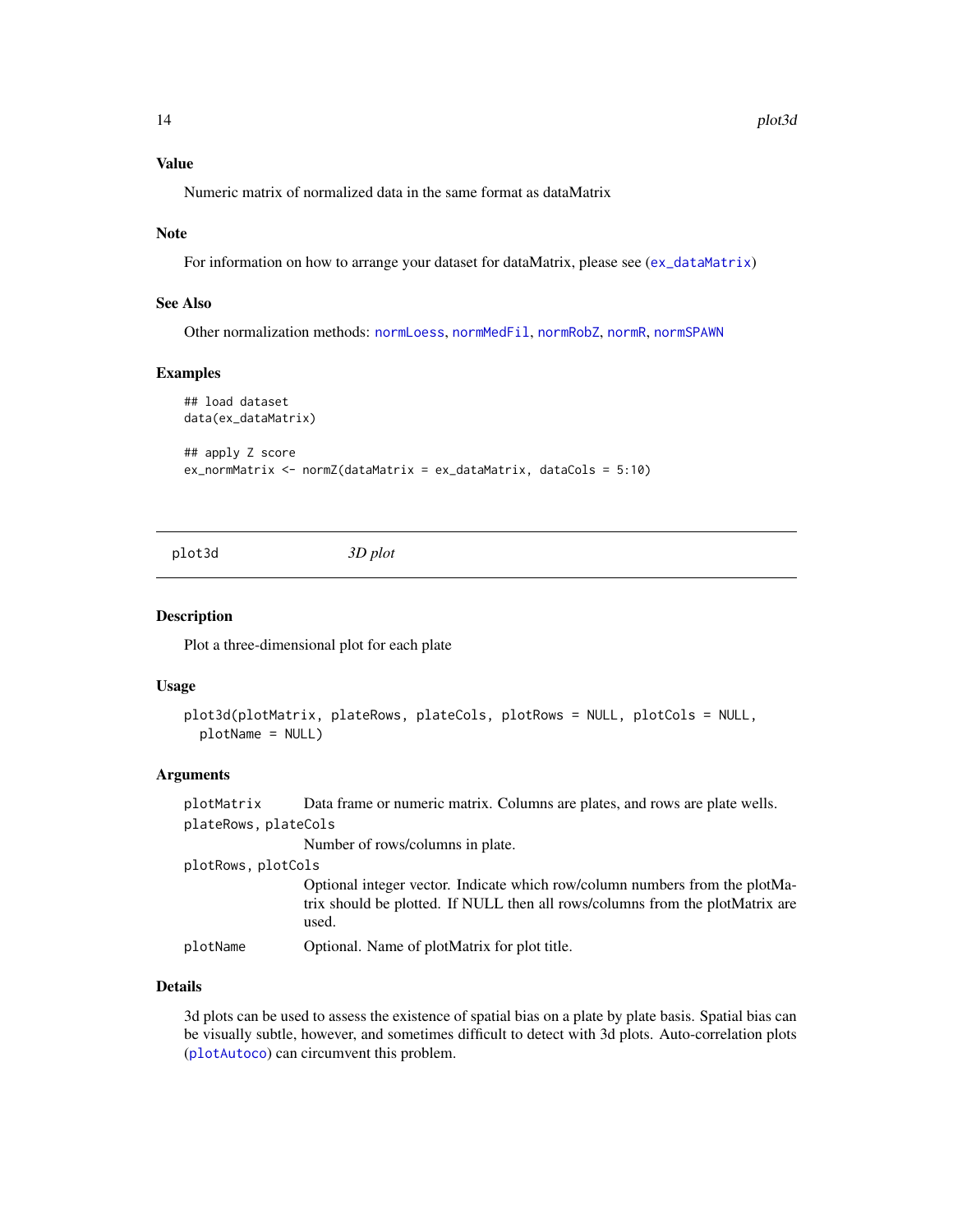### Value

Numeric matrix of normalized data in the same format as dataMatrix

### Note

For information on how to arrange your dataset for dataMatrix, please see (ex_dataMatrix)

### See Also

Other normalization methods: normLoess, normMedFil, normRobZ, normR, normSPAWN

### Examples

```
## load dataset
data(ex_dataMatrix)

## apply Z score
ex_normMatrix <- normZ(dataMatrix = ex_dataMatrix, dataCols = 5:10)
```

---

## plot3d &nbsp;&nbsp;&nbsp;&nbsp; *3D plot*

---

### Description

Plot a three-dimensional plot for each plate

### Usage

```
plot3d(plotMatrix, plateRows, plateCols, plotRows = NULL, plotCols = NULL,
  plotName = NULL)
```

### Arguments

| | |
|---|---|
| plotMatrix | Data frame or numeric matrix. Columns are plates, and rows are plate wells. |
| plateRows, plateCols | Number of rows/columns in plate. |
| plotRows, plotCols | Optional integer vector. Indicate which row/column numbers from the plotMatrix should be plotted. If NULL then all rows/columns from the plotMatrix are used. |
| plotName | Optional. Name of plotMatrix for plot title. |

### Details

3d plots can be used to assess the existence of spatial bias on a plate by plate basis. Spatial bias can be visually subtle, however, and sometimes difficult to detect with 3d plots. Auto-correlation plots (plotAutoco) can circumvent this problem.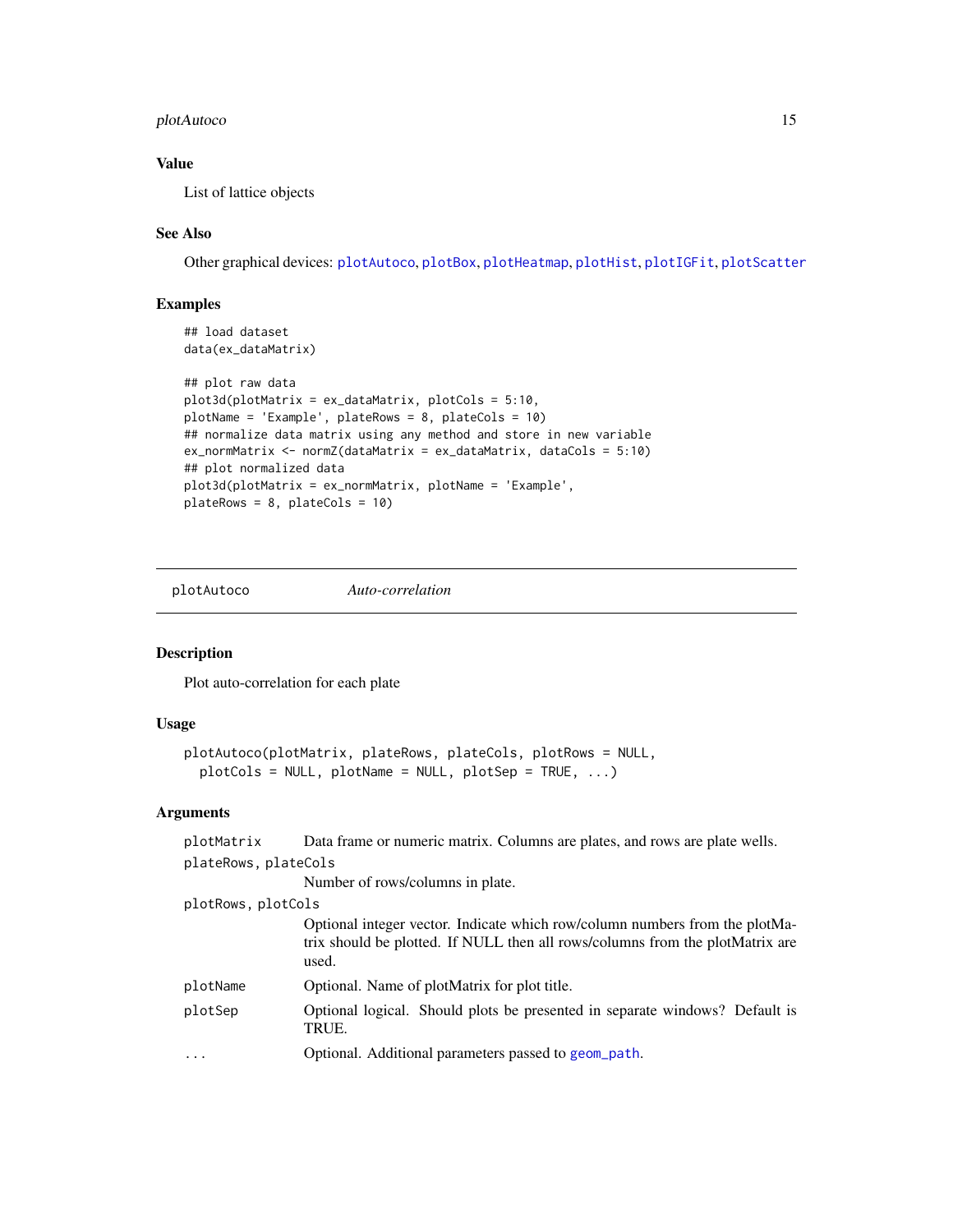## Value

List of lattice objects

## See Also

Other graphical devices: plotAutoco, plotBox, plotHeatmap, plotHist, plotIGFit, plotScatter

## Examples

```
## load dataset
data(ex_dataMatrix)

## plot raw data
plot3d(plotMatrix = ex_dataMatrix, plotCols = 5:10,
plotName = 'Example', plateRows = 8, plateCols = 10)
## normalize data matrix using any method and store in new variable
ex_normMatrix <- normZ(dataMatrix = ex_dataMatrix, dataCols = 5:10)
## plot normalized data
plot3d(plotMatrix = ex_normMatrix, plotName = 'Example',
plateRows = 8, plateCols = 10)
```

---

# plotAutoco — *Auto-correlation*

---

## Description

Plot auto-correlation for each plate

## Usage

```
plotAutoco(plotMatrix, plateRows, plateCols, plotRows = NULL,
  plotCols = NULL, plotName = NULL, plotSep = TRUE, ...)
```

## Arguments

| Argument | Description |
|---|---|
| `plotMatrix` | Data frame or numeric matrix. Columns are plates, and rows are plate wells. |
| `plateRows, plateCols` | Number of rows/columns in plate. |
| `plotRows, plotCols` | Optional integer vector. Indicate which row/column numbers from the plotMatrix should be plotted. If NULL then all rows/columns from the plotMatrix are used. |
| `plotName` | Optional. Name of plotMatrix for plot title. |
| `plotSep` | Optional logical. Should plots be presented in separate windows? Default is TRUE. |
| `...` | Optional. Additional parameters passed to geom_path. |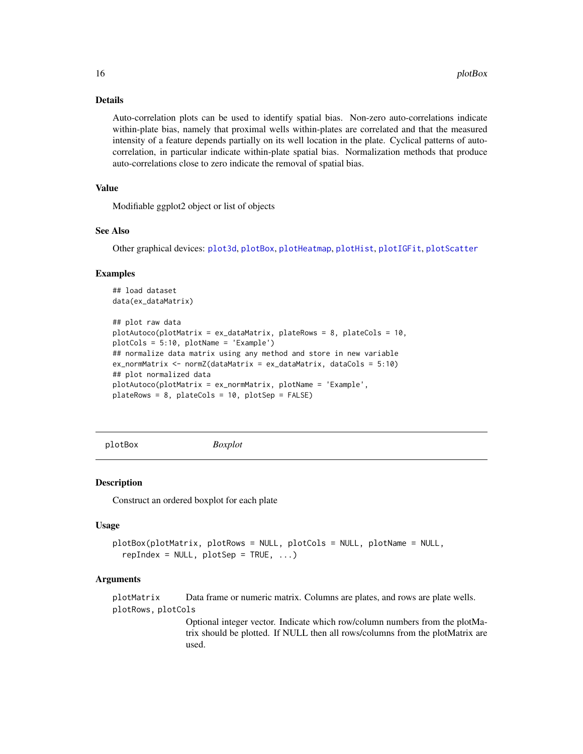### Details

Auto-correlation plots can be used to identify spatial bias. Non-zero auto-correlations indicate within-plate bias, namely that proximal wells within-plates are correlated and that the measured intensity of a feature depends partially on its well location in the plate. Cyclical patterns of auto-correlation, in particular indicate within-plate spatial bias. Normalization methods that produce auto-correlations close to zero indicate the removal of spatial bias.

### Value

Modifiable ggplot2 object or list of objects

### See Also

Other graphical devices: plot3d, plotBox, plotHeatmap, plotHist, plotIGFit, plotScatter

### Examples

```
## load dataset
data(ex_dataMatrix)

## plot raw data
plotAutoco(plotMatrix = ex_dataMatrix, plateRows = 8, plateCols = 10,
plotCols = 5:10, plotName = 'Example')
## normalize data matrix using any method and store in new variable
ex_normMatrix <- normZ(dataMatrix = ex_dataMatrix, dataCols = 5:10)
## plot normalized data
plotAutoco(plotMatrix = ex_normMatrix, plotName = 'Example',
plateRows = 8, plateCols = 10, plotSep = FALSE)
```

---

## plotBox — *Boxplot*

### Description

Construct an ordered boxplot for each plate

### Usage

```
plotBox(plotMatrix, plotRows = NULL, plotCols = NULL, plotName = NULL,
  repIndex = NULL, plotSep = TRUE, ...)
```

### Arguments

- `plotMatrix` Data frame or numeric matrix. Columns are plates, and rows are plate wells.
- `plotRows, plotCols` Optional integer vector. Indicate which row/column numbers from the plotMatrix should be plotted. If NULL then all rows/columns from the plotMatrix are used.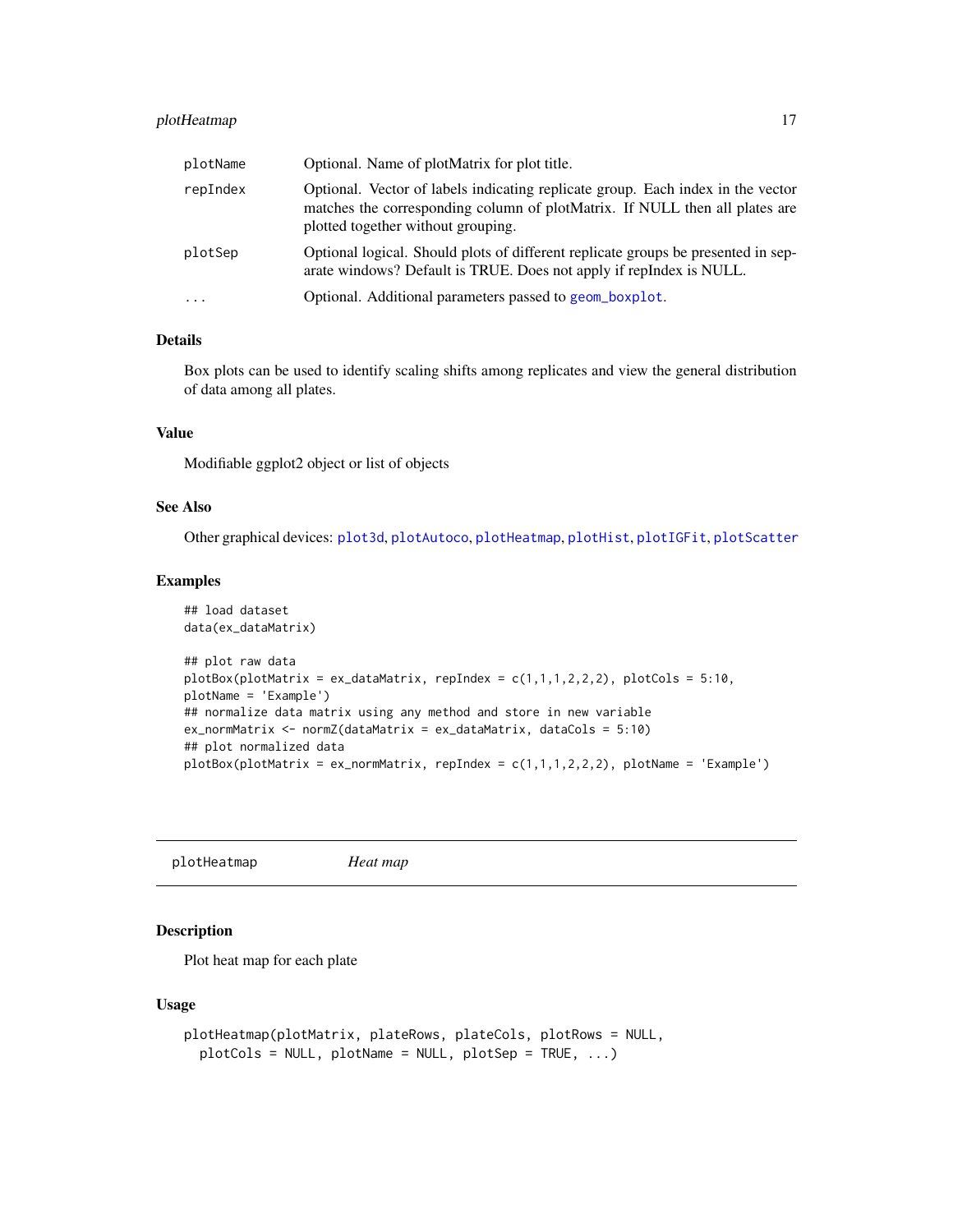| | |
|---|---|
| plotName | Optional. Name of plotMatrix for plot title. |
| repIndex | Optional. Vector of labels indicating replicate group. Each index in the vector matches the corresponding column of plotMatrix. If NULL then all plates are plotted together without grouping. |
| plotSep | Optional logical. Should plots of different replicate groups be presented in separate windows? Default is TRUE. Does not apply if repIndex is NULL. |
| ... | Optional. Additional parameters passed to geom_boxplot. |

### Details

Box plots can be used to identify scaling shifts among replicates and view the general distribution of data among all plates.

### Value

Modifiable ggplot2 object or list of objects

### See Also

Other graphical devices: plot3d, plotAutoco, plotHeatmap, plotHist, plotIGFit, plotScatter

### Examples

```
## load dataset
data(ex_dataMatrix)

## plot raw data
plotBox(plotMatrix = ex_dataMatrix, repIndex = c(1,1,1,2,2,2), plotCols = 5:10,
plotName = 'Example')
## normalize data matrix using any method and store in new variable
ex_normMatrix <- normZ(dataMatrix = ex_dataMatrix, dataCols = 5:10)
## plot normalized data
plotBox(plotMatrix = ex_normMatrix, repIndex = c(1,1,1,2,2,2), plotName = 'Example')
```

---

## plotHeatmap *Heat map*

### Description

Plot heat map for each plate

### Usage

```
plotHeatmap(plotMatrix, plateRows, plateCols, plotRows = NULL,
  plotCols = NULL, plotName = NULL, plotSep = TRUE, ...)
```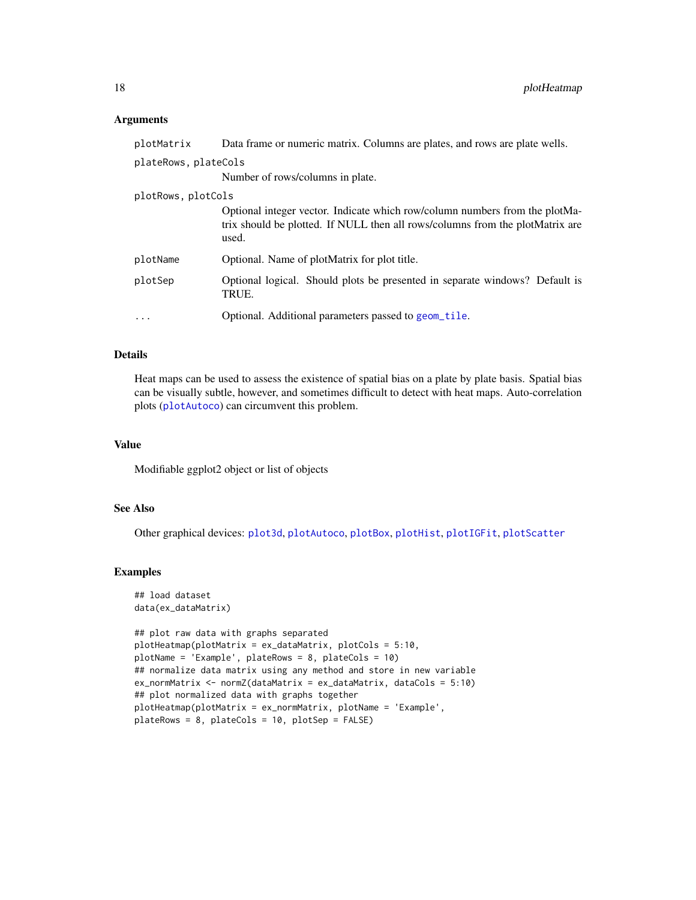### Arguments

| | |
|---|---|
| plotMatrix | Data frame or numeric matrix. Columns are plates, and rows are plate wells. |
| plateRows, plateCols | Number of rows/columns in plate. |
| plotRows, plotCols | Optional integer vector. Indicate which row/column numbers from the plotMatrix should be plotted. If NULL then all rows/columns from the plotMatrix are used. |
| plotName | Optional. Name of plotMatrix for plot title. |
| plotSep | Optional logical. Should plots be presented in separate windows? Default is TRUE. |
| ... | Optional. Additional parameters passed to geom_tile. |

### Details

Heat maps can be used to assess the existence of spatial bias on a plate by plate basis. Spatial bias can be visually subtle, however, and sometimes difficult to detect with heat maps. Auto-correlation plots (plotAutoco) can circumvent this problem.

### Value

Modifiable ggplot2 object or list of objects

### See Also

Other graphical devices: plot3d, plotAutoco, plotBox, plotHist, plotIGFit, plotScatter

### Examples

```
## load dataset
data(ex_dataMatrix)

## plot raw data with graphs separated
plotHeatmap(plotMatrix = ex_dataMatrix, plotCols = 5:10,
plotName = 'Example', plateRows = 8, plateCols = 10)
## normalize data matrix using any method and store in new variable
ex_normMatrix <- normZ(dataMatrix = ex_dataMatrix, dataCols = 5:10)
## plot normalized data with graphs together
plotHeatmap(plotMatrix = ex_normMatrix, plotName = 'Example',
plateRows = 8, plateCols = 10, plotSep = FALSE)
```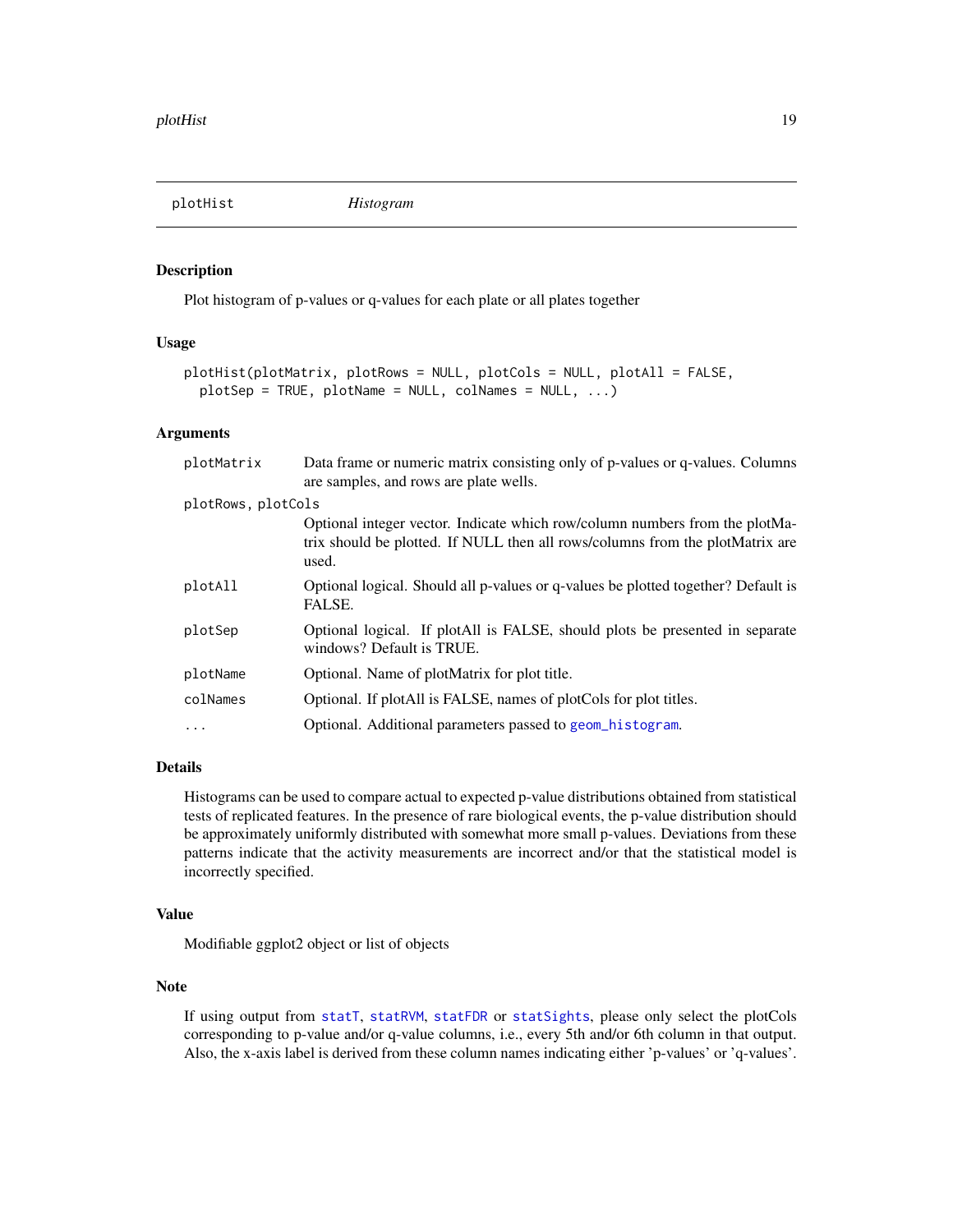## plotHist — *Histogram*

### Description

Plot histogram of p-values or q-values for each plate or all plates together

### Usage

```
plotHist(plotMatrix, plotRows = NULL, plotCols = NULL, plotAll = FALSE,
  plotSep = TRUE, plotName = NULL, colNames = NULL, ...)
```

### Arguments

| Argument | Description |
|---|---|
| `plotMatrix` | Data frame or numeric matrix consisting only of p-values or q-values. Columns are samples, and rows are plate wells. |
| `plotRows, plotCols` | Optional integer vector. Indicate which row/column numbers from the plotMatrix should be plotted. If NULL then all rows/columns from the plotMatrix are used. |
| `plotAll` | Optional logical. Should all p-values or q-values be plotted together? Default is FALSE. |
| `plotSep` | Optional logical. If plotAll is FALSE, should plots be presented in separate windows? Default is TRUE. |
| `plotName` | Optional. Name of plotMatrix for plot title. |
| `colNames` | Optional. If plotAll is FALSE, names of plotCols for plot titles. |
| `...` | Optional. Additional parameters passed to `geom_histogram`. |

### Details

Histograms can be used to compare actual to expected p-value distributions obtained from statistical tests of replicated features. In the presence of rare biological events, the p-value distribution should be approximately uniformly distributed with somewhat more small p-values. Deviations from these patterns indicate that the activity measurements are incorrect and/or that the statistical model is incorrectly specified.

### Value

Modifiable ggplot2 object or list of objects

### Note

If using output from `statT`, `statRVM`, `statFDR` or `statSights`, please only select the plotCols corresponding to p-value and/or q-value columns, i.e., every 5th and/or 6th column in that output. Also, the x-axis label is derived from these column names indicating either 'p-values' or 'q-values'.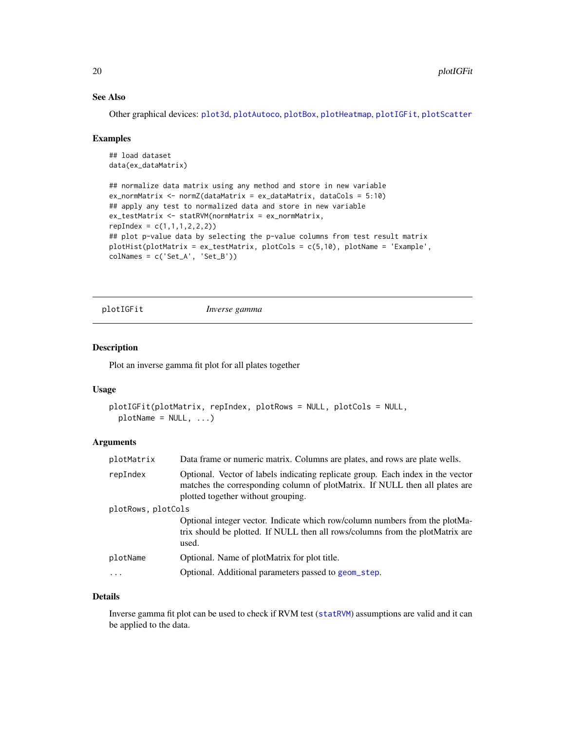### See Also

Other graphical devices: plot3d, plotAutoco, plotBox, plotHeatmap, plotIGFit, plotScatter

### Examples

```
## load dataset
data(ex_dataMatrix)

## normalize data matrix using any method and store in new variable
ex_normMatrix <- normZ(dataMatrix = ex_dataMatrix, dataCols = 5:10)
## apply any test to normalized data and store in new variable
ex_testMatrix <- statRVM(normMatrix = ex_normMatrix,
repIndex = c(1,1,1,2,2,2))
## plot p-value data by selecting the p-value columns from test result matrix
plotHist(plotMatrix = ex_testMatrix, plotCols = c(5,10), plotName = 'Example',
colNames = c('Set_A', 'Set_B'))
```

---

## plotIGFit    *Inverse gamma*

---

### Description

Plot an inverse gamma fit plot for all plates together

### Usage

```
plotIGFit(plotMatrix, repIndex, plotRows = NULL, plotCols = NULL,
  plotName = NULL, ...)
```

### Arguments

| | |
|---|---|
| plotMatrix | Data frame or numeric matrix. Columns are plates, and rows are plate wells. |
| repIndex | Optional. Vector of labels indicating replicate group. Each index in the vector matches the corresponding column of plotMatrix. If NULL then all plates are plotted together without grouping. |
| plotRows, plotCols | Optional integer vector. Indicate which row/column numbers from the plotMatrix should be plotted. If NULL then all rows/columns from the plotMatrix are used. |
| plotName | Optional. Name of plotMatrix for plot title. |
| ... | Optional. Additional parameters passed to geom_step. |

### Details

Inverse gamma fit plot can be used to check if RVM test (statRVM) assumptions are valid and it can be applied to the data.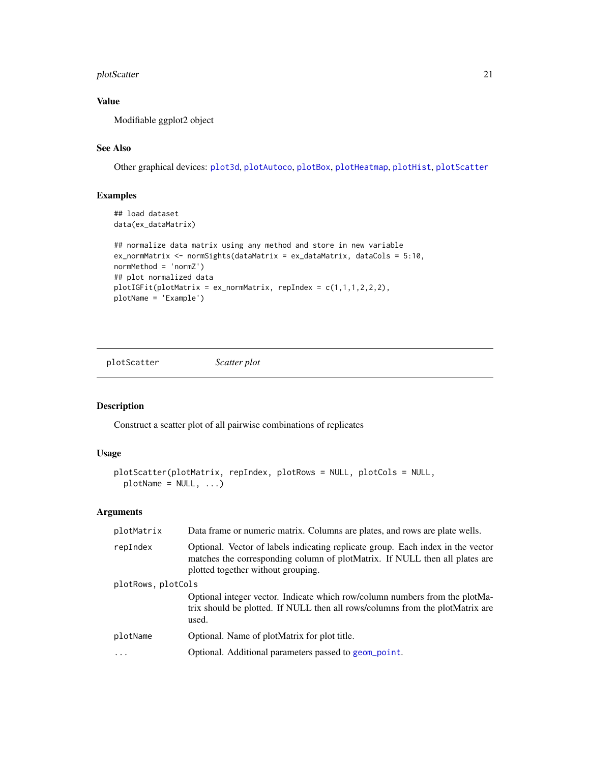## Value

Modifiable ggplot2 object

## See Also

Other graphical devices: plot3d, plotAutoco, plotBox, plotHeatmap, plotHist, plotScatter

## Examples

```
## load dataset
data(ex_dataMatrix)

## normalize data matrix using any method and store in new variable
ex_normMatrix <- normSights(dataMatrix = ex_dataMatrix, dataCols = 5:10,
normMethod = 'normZ')
## plot normalized data
plotIGFit(plotMatrix = ex_normMatrix, repIndex = c(1,1,1,2,2,2),
plotName = 'Example')
```

---

# plotScatter &nbsp;&nbsp;&nbsp; *Scatter plot*

## Description

Construct a scatter plot of all pairwise combinations of replicates

## Usage

```
plotScatter(plotMatrix, repIndex, plotRows = NULL, plotCols = NULL,
  plotName = NULL, ...)
```

## Arguments

| | |
|---|---|
| plotMatrix | Data frame or numeric matrix. Columns are plates, and rows are plate wells. |
| repIndex | Optional. Vector of labels indicating replicate group. Each index in the vector matches the corresponding column of plotMatrix. If NULL then all plates are plotted together without grouping. |
| plotRows, plotCols | Optional integer vector. Indicate which row/column numbers from the plotMatrix should be plotted. If NULL then all rows/columns from the plotMatrix are used. |
| plotName | Optional. Name of plotMatrix for plot title. |
| ... | Optional. Additional parameters passed to geom_point. |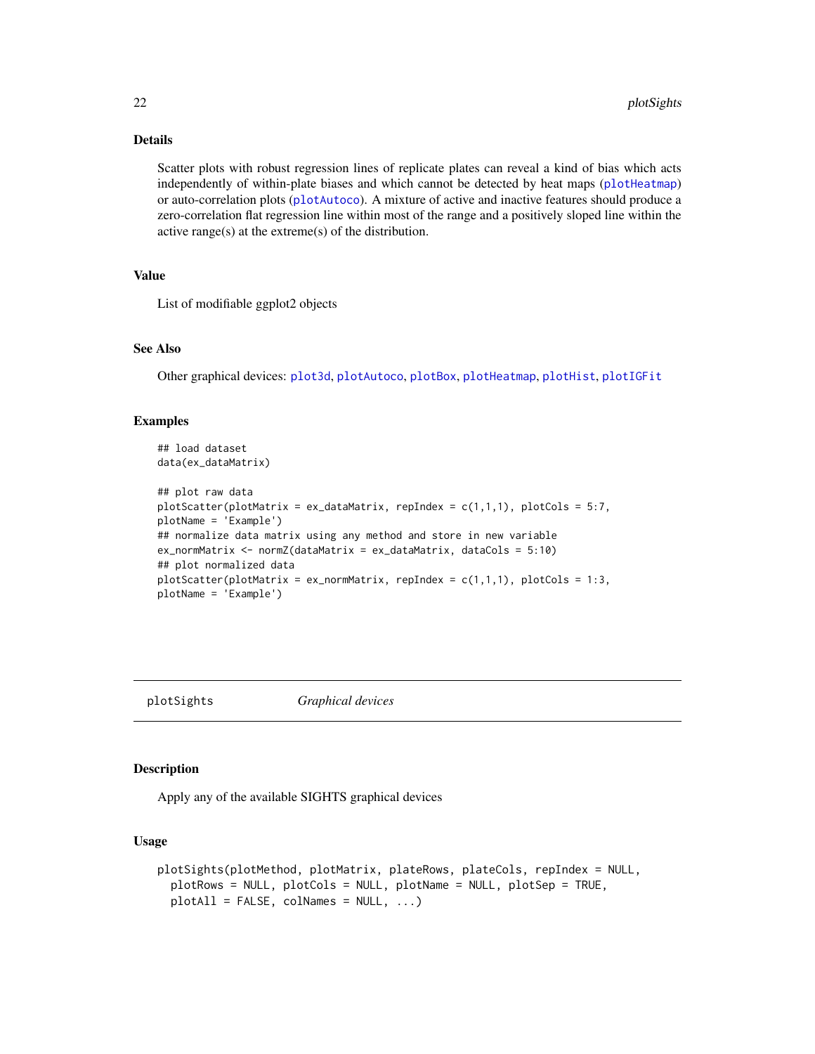### Details

Scatter plots with robust regression lines of replicate plates can reveal a kind of bias which acts independently of within-plate biases and which cannot be detected by heat maps (plotHeatmap) or auto-correlation plots (plotAutoco). A mixture of active and inactive features should produce a zero-correlation flat regression line within most of the range and a positively sloped line within the active range(s) at the extreme(s) of the distribution.

### Value

List of modifiable ggplot2 objects

### See Also

Other graphical devices: plot3d, plotAutoco, plotBox, plotHeatmap, plotHist, plotIGFit

### Examples

```
## load dataset
data(ex_dataMatrix)

## plot raw data
plotScatter(plotMatrix = ex_dataMatrix, repIndex = c(1,1,1), plotCols = 5:7,
plotName = 'Example')
## normalize data matrix using any method and store in new variable
ex_normMatrix <- normZ(dataMatrix = ex_dataMatrix, dataCols = 5:10)
## plot normalized data
plotScatter(plotMatrix = ex_normMatrix, repIndex = c(1,1,1), plotCols = 1:3,
plotName = 'Example')
```

---

## plotSights *Graphical devices*

### Description

Apply any of the available SIGHTS graphical devices

### Usage

```
plotSights(plotMethod, plotMatrix, plateRows, plateCols, repIndex = NULL,
  plotRows = NULL, plotCols = NULL, plotName = NULL, plotSep = TRUE,
  plotAll = FALSE, colNames = NULL, ...)
```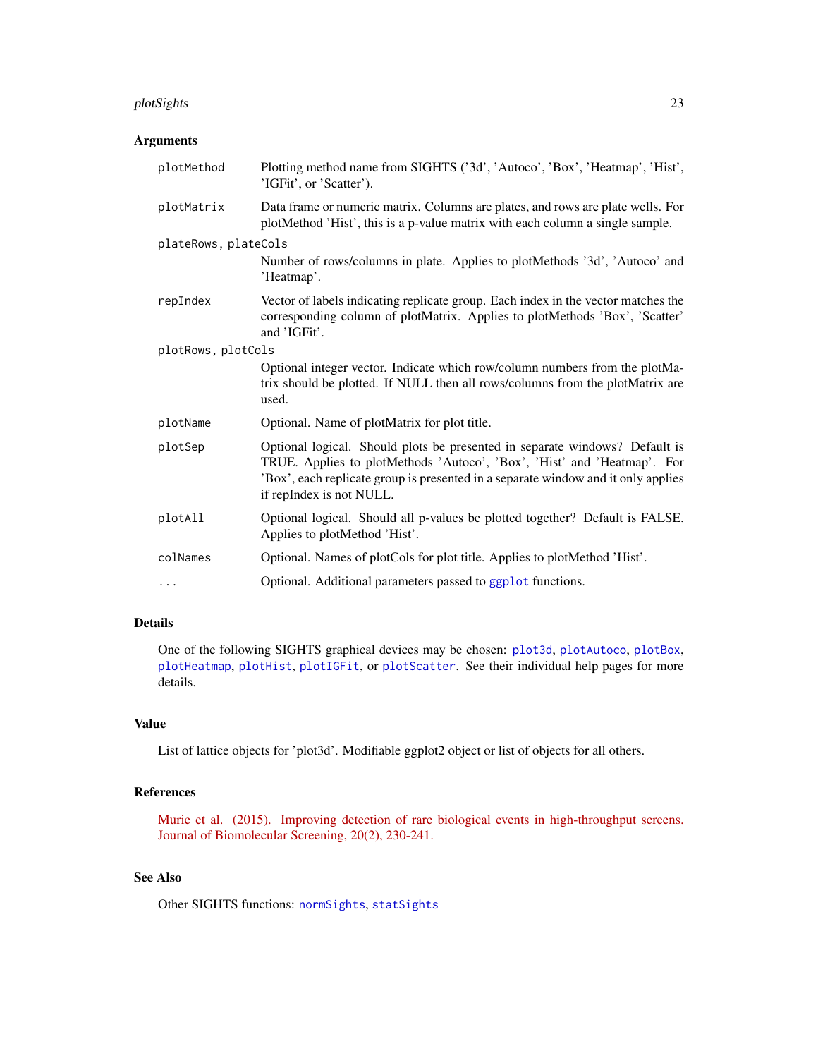### Arguments

| | |
|---|---|
| `plotMethod` | Plotting method name from SIGHTS ('3d', 'Autoco', 'Box', 'Heatmap', 'Hist', 'IGFit', or 'Scatter'). |
| `plotMatrix` | Data frame or numeric matrix. Columns are plates, and rows are plate wells. For plotMethod 'Hist', this is a p-value matrix with each column a single sample. |
| `plateRows, plateCols` | Number of rows/columns in plate. Applies to plotMethods '3d', 'Autoco' and 'Heatmap'. |
| `repIndex` | Vector of labels indicating replicate group. Each index in the vector matches the corresponding column of plotMatrix. Applies to plotMethods 'Box', 'Scatter' and 'IGFit'. |
| `plotRows, plotCols` | Optional integer vector. Indicate which row/column numbers from the plotMatrix should be plotted. If NULL then all rows/columns from the plotMatrix are used. |
| `plotName` | Optional. Name of plotMatrix for plot title. |
| `plotSep` | Optional logical. Should plots be presented in separate windows? Default is TRUE. Applies to plotMethods 'Autoco', 'Box', 'Hist' and 'Heatmap'. For 'Box', each replicate group is presented in a separate window and it only applies if repIndex is not NULL. |
| `plotAll` | Optional logical. Should all p-values be plotted together? Default is FALSE. Applies to plotMethod 'Hist'. |
| `colNames` | Optional. Names of plotCols for plot title. Applies to plotMethod 'Hist'. |
| `...` | Optional. Additional parameters passed to `ggplot` functions. |

### Details

One of the following SIGHTS graphical devices may be chosen: `plot3d`, `plotAutoco`, `plotBox`, `plotHeatmap`, `plotHist`, `plotIGFit`, or `plotScatter`. See their individual help pages for more details.

### Value

List of lattice objects for 'plot3d'. Modifiable ggplot2 object or list of objects for all others.

### References

Murie et al. (2015). Improving detection of rare biological events in high-throughput screens. Journal of Biomolecular Screening, 20(2), 230-241.

### See Also

Other SIGHTS functions: `normSights`, `statSights`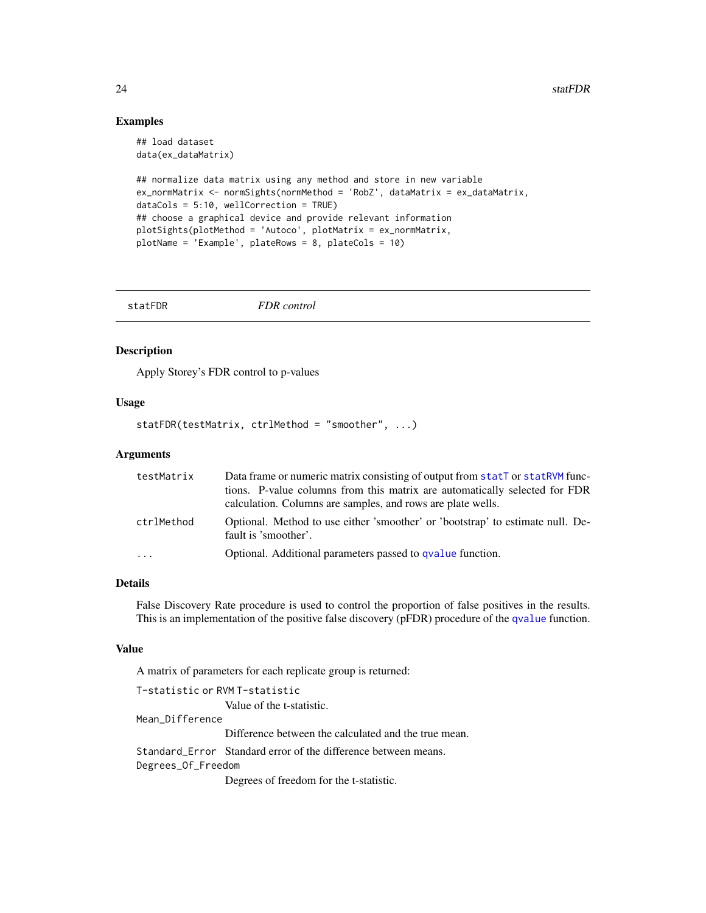## Examples

```
## load dataset
data(ex_dataMatrix)

## normalize data matrix using any method and store in new variable
ex_normMatrix <- normSights(normMethod = 'RobZ', dataMatrix = ex_dataMatrix,
dataCols = 5:10, wellCorrection = TRUE)
## choose a graphical device and provide relevant information
plotSights(plotMethod = 'Autoco', plotMatrix = ex_normMatrix,
plotName = 'Example', plateRows = 8, plateCols = 10)
```

---

# statFDR *FDR control*

---

## Description

Apply Storey's FDR control to p-values

## Usage

```
statFDR(testMatrix, ctrlMethod = "smoother", ...)
```

## Arguments

| | |
|---|---|
| testMatrix | Data frame or numeric matrix consisting of output from statT or statRVM functions. P-value columns from this matrix are automatically selected for FDR calculation. Columns are samples, and rows are plate wells. |
| ctrlMethod | Optional. Method to use either 'smoother' or 'bootstrap' to estimate null. Default is 'smoother'. |
| ... | Optional. Additional parameters passed to qvalue function. |

## Details

False Discovery Rate procedure is used to control the proportion of false positives in the results. This is an implementation of the positive false discovery (pFDR) procedure of the qvalue function.

## Value

A matrix of parameters for each replicate group is returned:

T-statistic or RVM T-statistic
: Value of the t-statistic.

Mean_Difference
: Difference between the calculated and the true mean.

Standard_Error
: Standard error of the difference between means.

Degrees_Of_Freedom
: Degrees of freedom for the t-statistic.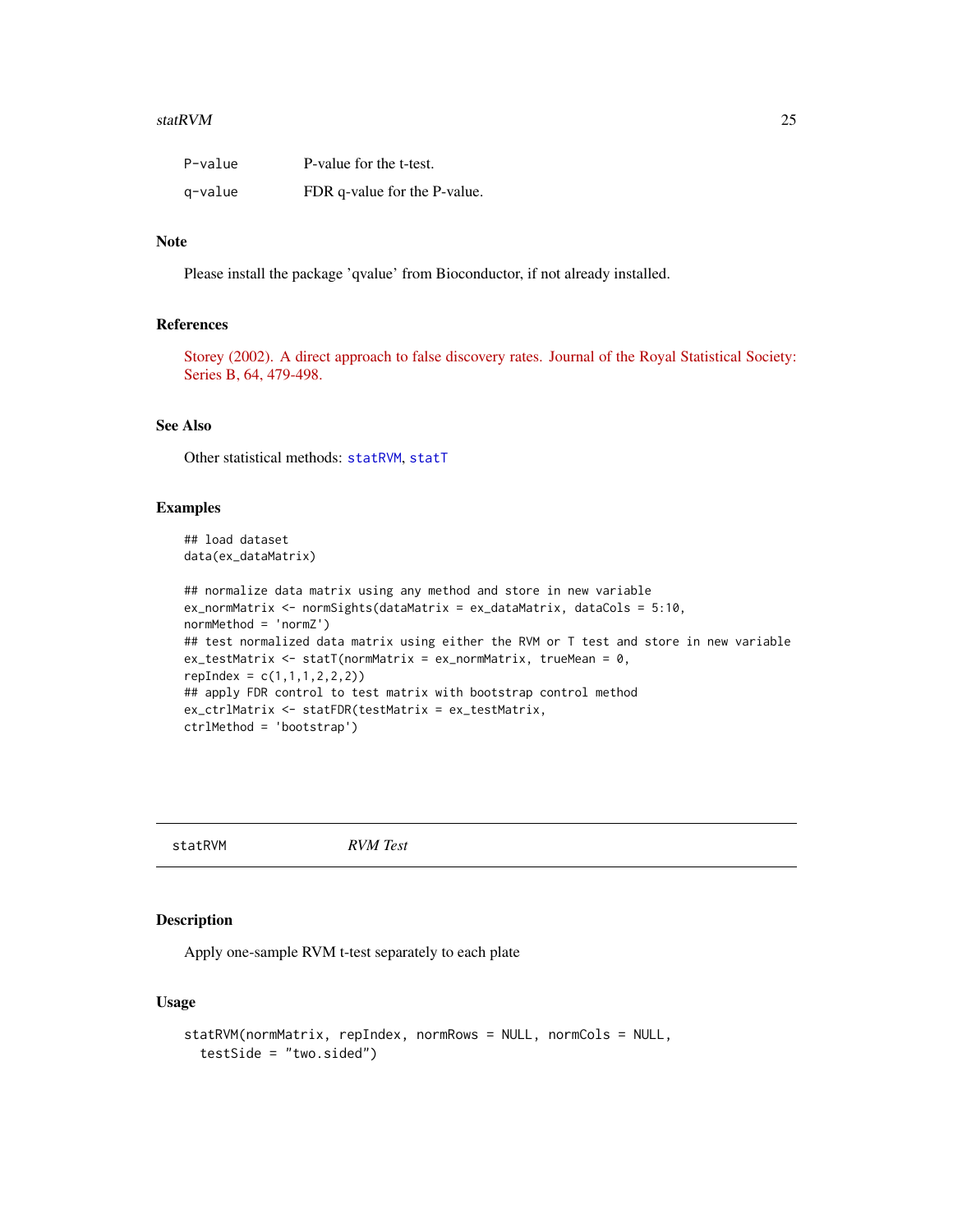| | |
|---|---|
| P-value | P-value for the t-test. |
| q-value | FDR q-value for the P-value. |

### Note

Please install the package 'qvalue' from Bioconductor, if not already installed.

### References

Storey (2002). A direct approach to false discovery rates. Journal of the Royal Statistical Society: Series B, 64, 479-498.

### See Also

Other statistical methods: statRVM, statT

### Examples

```
## load dataset
data(ex_dataMatrix)

## normalize data matrix using any method and store in new variable
ex_normMatrix <- normSights(dataMatrix = ex_dataMatrix, dataCols = 5:10,
normMethod = 'normZ')
## test normalized data matrix using either the RVM or T test and store in new variable
ex_testMatrix <- statT(normMatrix = ex_normMatrix, trueMean = 0,
repIndex = c(1,1,1,2,2,2))
## apply FDR control to test matrix with bootstrap control method
ex_ctrlMatrix <- statFDR(testMatrix = ex_testMatrix,
ctrlMethod = 'bootstrap')
```

---

## statRVM — *RVM Test*

### Description

Apply one-sample RVM t-test separately to each plate

### Usage

```
statRVM(normMatrix, repIndex, normRows = NULL, normCols = NULL,
  testSide = "two.sided")
```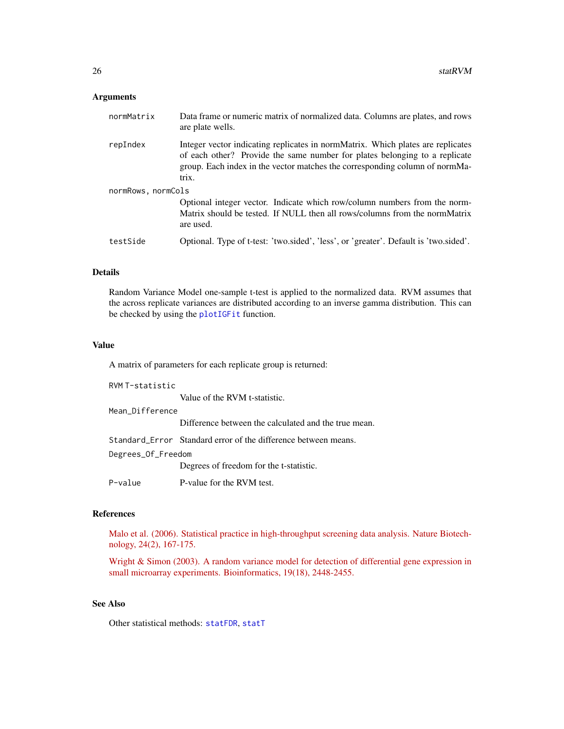### Arguments

**normMatrix**
Data frame or numeric matrix of normalized data. Columns are plates, and rows are plate wells.

**repIndex**
Integer vector indicating replicates in normMatrix. Which plates are replicates of each other? Provide the same number for plates belonging to a replicate group. Each index in the vector matches the corresponding column of normMatrix.

**normRows, normCols**
Optional integer vector. Indicate which row/column numbers from the normMatrix should be tested. If NULL then all rows/columns from the normMatrix are used.

**testSide**
Optional. Type of t-test: 'two.sided', 'less', or 'greater'. Default is 'two.sided'.

### Details

Random Variance Model one-sample t-test is applied to the normalized data. RVM assumes that the across replicate variances are distributed according to an inverse gamma distribution. This can be checked by using the `plotIGFit` function.

### Value

A matrix of parameters for each replicate group is returned:

**RVM T-statistic**
Value of the RVM t-statistic.

**Mean_Difference**
Difference between the calculated and the true mean.

**Standard_Error**
Standard error of the difference between means.

**Degrees_Of_Freedom**
Degrees of freedom for the t-statistic.

**P-value**
P-value for the RVM test.

### References

Malo et al. (2006). Statistical practice in high-throughput screening data analysis. Nature Biotechnology, 24(2), 167-175.

Wright & Simon (2003). A random variance model for detection of differential gene expression in small microarray experiments. Bioinformatics, 19(18), 2448-2455.

### See Also

Other statistical methods: `statFDR`, `statT`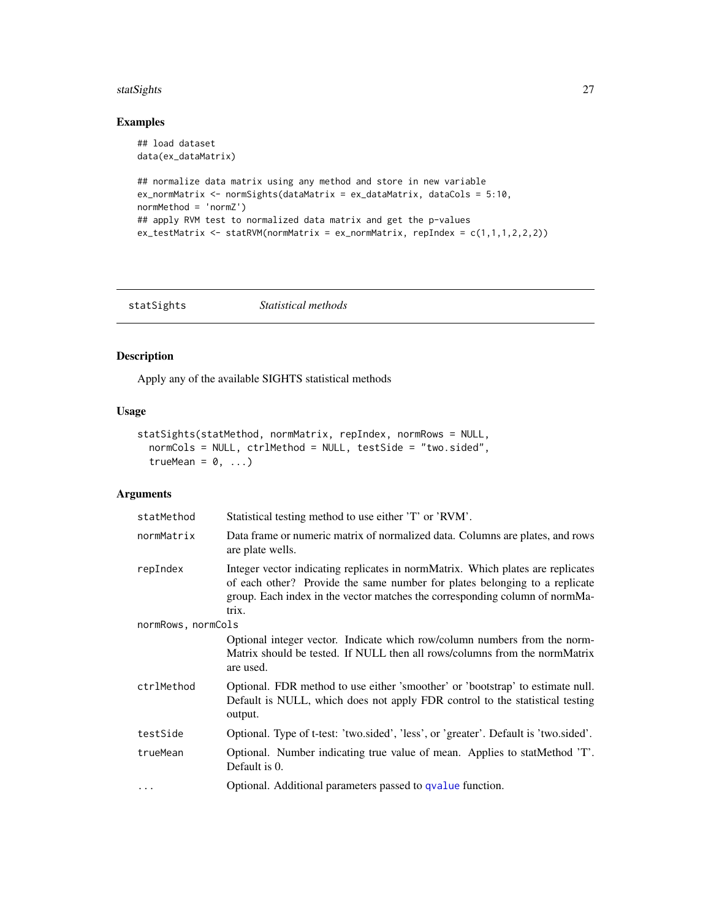## Examples

```
## load dataset
data(ex_dataMatrix)

## normalize data matrix using any method and store in new variable
ex_normMatrix <- normSights(dataMatrix = ex_dataMatrix, dataCols = 5:10,
normMethod = 'normZ')
## apply RVM test to normalized data matrix and get the p-values
ex_testMatrix <- statRVM(normMatrix = ex_normMatrix, repIndex = c(1,1,1,2,2,2))
```

---

# statSights *Statistical methods*

## Description

Apply any of the available SIGHTS statistical methods

## Usage

```
statSights(statMethod, normMatrix, repIndex, normRows = NULL,
  normCols = NULL, ctrlMethod = NULL, testSide = "two.sided",
  trueMean = 0, ...)
```

## Arguments

| | |
|---|---|
| statMethod | Statistical testing method to use either 'T' or 'RVM'. |
| normMatrix | Data frame or numeric matrix of normalized data. Columns are plates, and rows are plate wells. |
| repIndex | Integer vector indicating replicates in normMatrix. Which plates are replicates of each other? Provide the same number for plates belonging to a replicate group. Each index in the vector matches the corresponding column of normMatrix. |
| normRows, normCols | Optional integer vector. Indicate which row/column numbers from the normMatrix should be tested. If NULL then all rows/columns from the normMatrix are used. |
| ctrlMethod | Optional. FDR method to use either 'smoother' or 'bootstrap' to estimate null. Default is NULL, which does not apply FDR control to the statistical testing output. |
| testSide | Optional. Type of t-test: 'two.sided', 'less', or 'greater'. Default is 'two.sided'. |
| trueMean | Optional. Number indicating true value of mean. Applies to statMethod 'T'. Default is 0. |
| ... | Optional. Additional parameters passed to qvalue function. |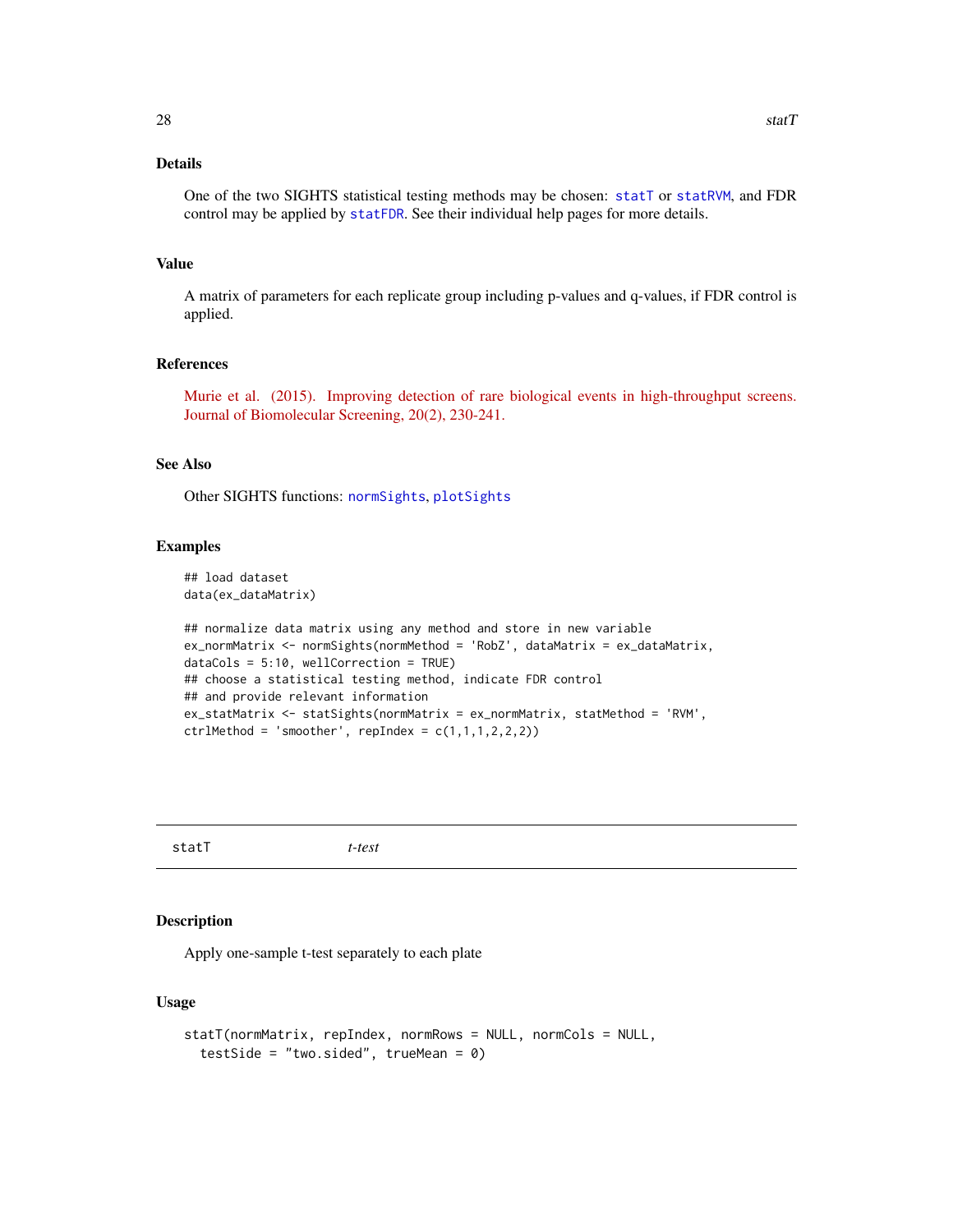## Details

One of the two SIGHTS statistical testing methods may be chosen: `statT` or `statRVM`, and FDR control may be applied by `statFDR`. See their individual help pages for more details.

## Value

A matrix of parameters for each replicate group including p-values and q-values, if FDR control is applied.

## References

Murie et al. (2015). Improving detection of rare biological events in high-throughput screens. Journal of Biomolecular Screening, 20(2), 230-241.

## See Also

Other SIGHTS functions: `normSights`, `plotSights`

## Examples

```
## load dataset
data(ex_dataMatrix)

## normalize data matrix using any method and store in new variable
ex_normMatrix <- normSights(normMethod = 'RobZ', dataMatrix = ex_dataMatrix,
dataCols = 5:10, wellCorrection = TRUE)
## choose a statistical testing method, indicate FDR control
## and provide relevant information
ex_statMatrix <- statSights(normMatrix = ex_normMatrix, statMethod = 'RVM',
ctrlMethod = 'smoother', repIndex = c(1,1,1,2,2,2))
```

---

# statT *t-test*

---

## Description

Apply one-sample t-test separately to each plate

## Usage

```
statT(normMatrix, repIndex, normRows = NULL, normCols = NULL,
  testSide = "two.sided", trueMean = 0)
```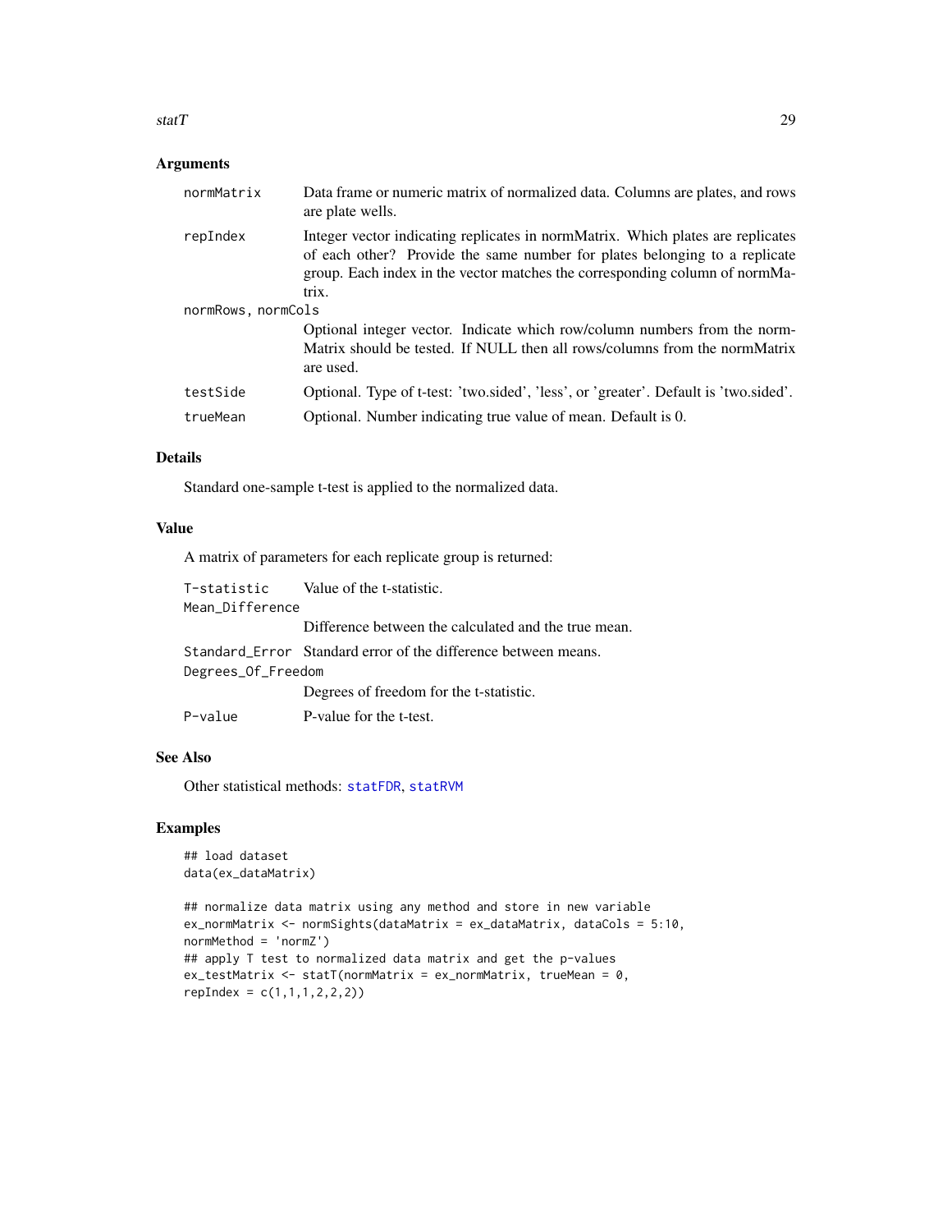## Arguments

- `normMatrix` — Data frame or numeric matrix of normalized data. Columns are plates, and rows are plate wells.
- `repIndex` — Integer vector indicating replicates in normMatrix. Which plates are replicates of each other? Provide the same number for plates belonging to a replicate group. Each index in the vector matches the corresponding column of normMatrix.
- `normRows, normCols` — Optional integer vector. Indicate which row/column numbers from the normMatrix should be tested. If NULL then all rows/columns from the normMatrix are used.
- `testSide` — Optional. Type of t-test: 'two.sided', 'less', or 'greater'. Default is 'two.sided'.
- `trueMean` — Optional. Number indicating true value of mean. Default is 0.

## Details

Standard one-sample t-test is applied to the normalized data.

## Value

A matrix of parameters for each replicate group is returned:

- `T-statistic` — Value of the t-statistic.
- `Mean_Difference` — Difference between the calculated and the true mean.
- `Standard_Error` — Standard error of the difference between means.
- `Degrees_Of_Freedom` — Degrees of freedom for the t-statistic.
- `P-value` — P-value for the t-test.

## See Also

Other statistical methods: statFDR, statRVM

## Examples

```
## load dataset
data(ex_dataMatrix)

## normalize data matrix using any method and store in new variable
ex_normMatrix <- normSights(dataMatrix = ex_dataMatrix, dataCols = 5:10,
normMethod = 'normZ')
## apply T test to normalized data matrix and get the p-values
ex_testMatrix <- statT(normMatrix = ex_normMatrix, trueMean = 0,
repIndex = c(1,1,1,2,2,2))
```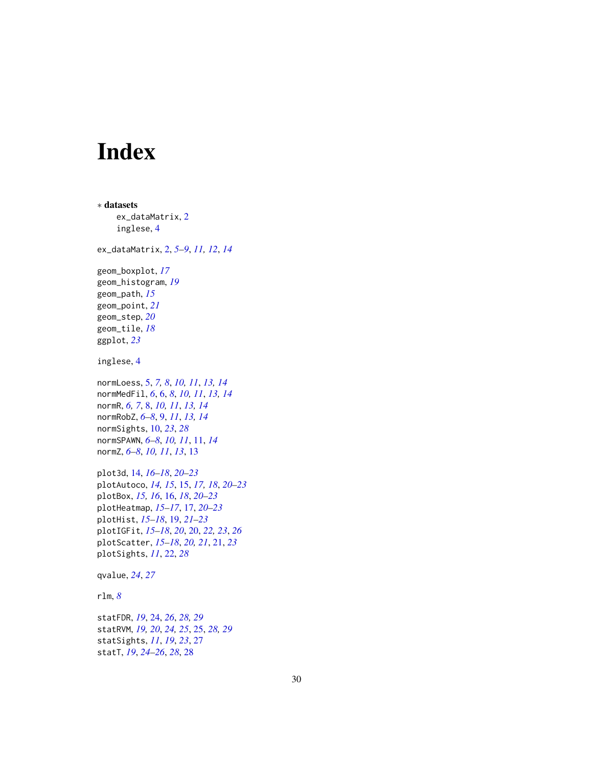# Index

∗ **datasets**
    ex_dataMatrix, 2
    inglese, 4

ex_dataMatrix, 2, *5–9*, *11, 12*, *14*

geom_boxplot, *17*
geom_histogram, *19*
geom_path, *15*
geom_point, *21*
geom_step, *20*
geom_tile, *18*
ggplot, *23*

inglese, 4

normLoess, 5, *7, 8*, *10, 11*, *13, 14*
normMedFil, *6*, 6, *8*, *10, 11*, *13, 14*
normR, *6, 7*, 8, *10, 11*, *13, 14*
normRobZ, *6–8*, 9, *11*, *13, 14*
normSights, 10, *23*, *28*
normSPAWN, *6–8*, *10, 11*, 11, *14*
normZ, *6–8*, *10, 11*, *13*, 13

plot3d, 14, *16–18*, *20–23*
plotAutoco, *14, 15*, 15, *17, 18*, *20–23*
plotBox, *15, 16*, 16, *18*, *20–23*
plotHeatmap, *15–17*, 17, *20–23*
plotHist, *15–18*, 19, *21–23*
plotIGFit, *15–18*, *20*, 20, *22, 23*, *26*
plotScatter, *15–18*, *20, 21*, 21, *23*
plotSights, *11*, 22, *28*

qvalue, *24*, *27*

rlm, *8*

statFDR, *19*, 24, *26*, *28, 29*
statRVM, *19, 20*, *24, 25*, 25, *28, 29*
statSights, *11*, *19*, *23*, 27
statT, *19*, *24–26*, *28*, 28